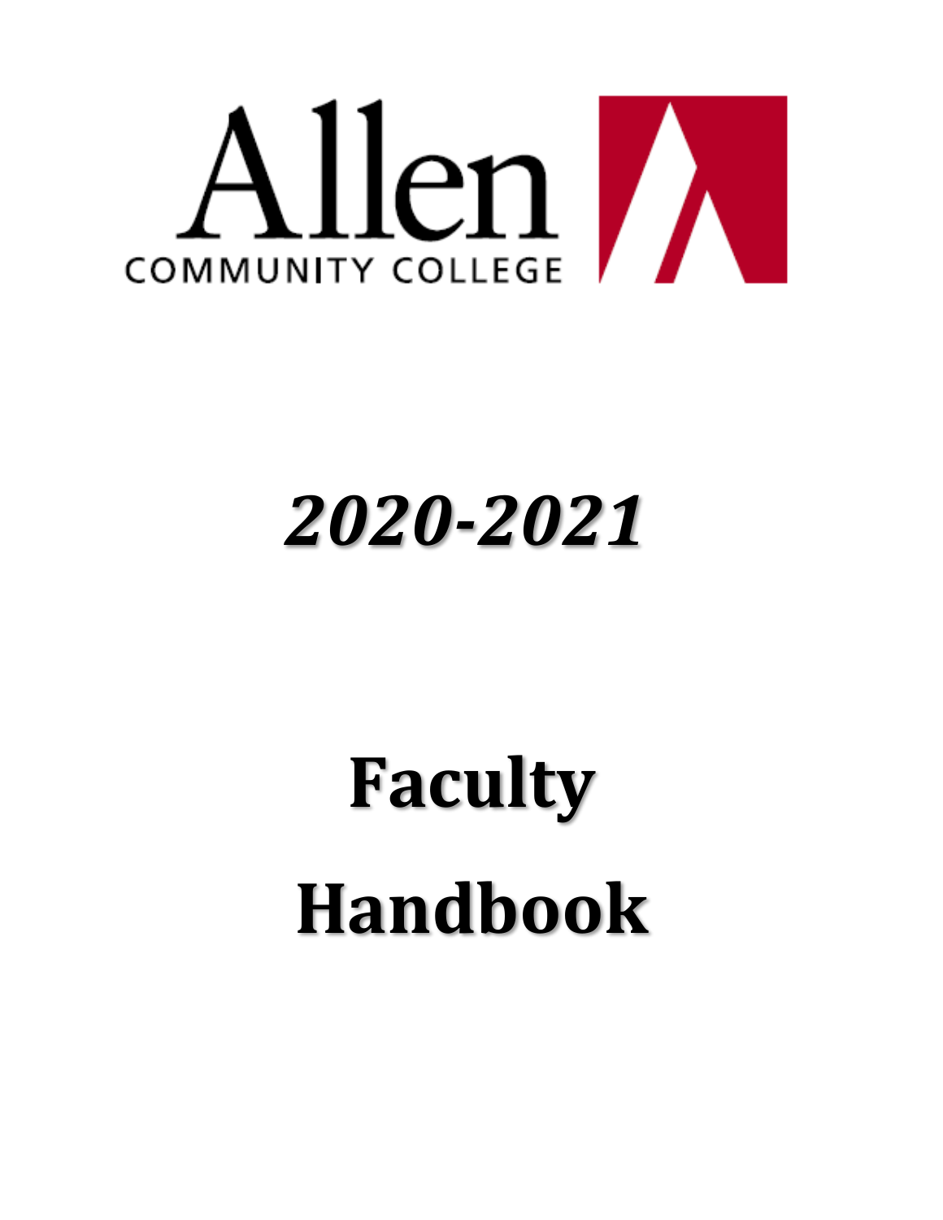Allen
COMMUNITY COLLEGE

# *2020-2021*

# Faculty Handbook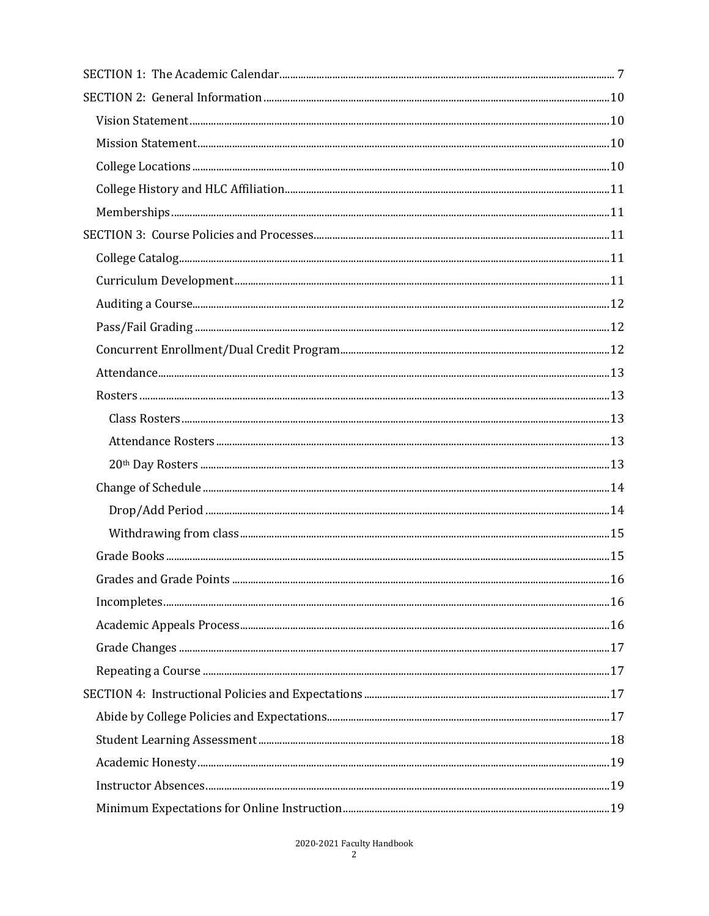SECTION 1: The Academic Calendar ........ 7

SECTION 2: General Information ........ 10

- Vision Statement ........ 10
- Mission Statement ........ 10
- College Locations ........ 10
- College History and HLC Affiliation ........ 11
- Memberships ........ 11

SECTION 3: Course Policies and Processes ........ 11

- College Catalog ........ 11
- Curriculum Development ........ 11
- Auditing a Course ........ 12
- Pass/Fail Grading ........ 12
- Concurrent Enrollment/Dual Credit Program ........ 12
- Attendance ........ 13
- Rosters ........ 13
  - Class Rosters ........ 13
  - Attendance Rosters ........ 13
  - 20th Day Rosters ........ 13
- Change of Schedule ........ 14
  - Drop/Add Period ........ 14
  - Withdrawing from class ........ 15
- Grade Books ........ 15
- Grades and Grade Points ........ 16
- Incompletes ........ 16
- Academic Appeals Process ........ 16
- Grade Changes ........ 17
- Repeating a Course ........ 17

SECTION 4: Instructional Policies and Expectations ........ 17

- Abide by College Policies and Expectations ........ 17
- Student Learning Assessment ........ 18
- Academic Honesty ........ 19
- Instructor Absences ........ 19
- Minimum Expectations for Online Instruction ........ 19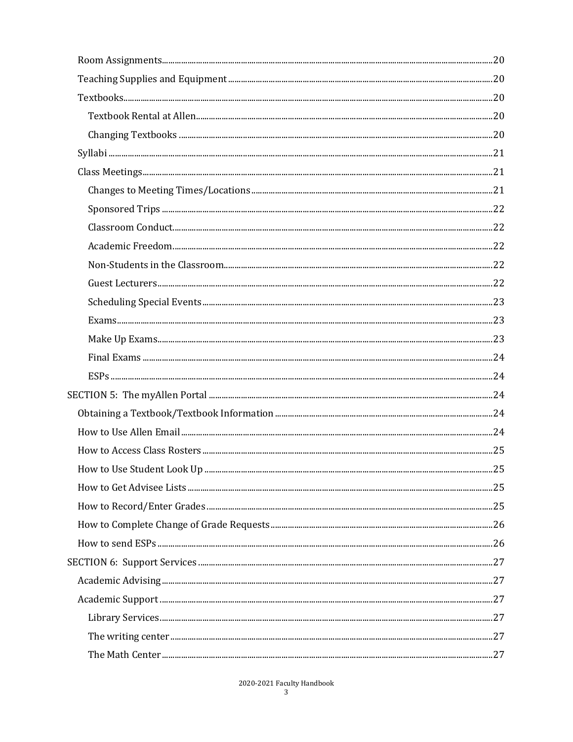- Room Assignments ........................................................ 20
- Teaching Supplies and Equipment ........................................................ 20
- Textbooks ........................................................ 20
  - Textbook Rental at Allen ........................................................ 20
  - Changing Textbooks ........................................................ 20
- Syllabi ........................................................ 21
- Class Meetings ........................................................ 21
  - Changes to Meeting Times/Locations ........................................................ 21
  - Sponsored Trips ........................................................ 22
  - Classroom Conduct ........................................................ 22
  - Academic Freedom ........................................................ 22
  - Non-Students in the Classroom ........................................................ 22
  - Guest Lecturers ........................................................ 22
  - Scheduling Special Events ........................................................ 23
  - Exams ........................................................ 23
  - Make Up Exams ........................................................ 23
  - Final Exams ........................................................ 24
  - ESPs ........................................................ 24

SECTION 5: The myAllen Portal ........................................................ 24

- Obtaining a Textbook/Textbook Information ........................................................ 24
- How to Use Allen Email ........................................................ 24
- How to Access Class Rosters ........................................................ 25
- How to Use Student Look Up ........................................................ 25
- How to Get Advisee Lists ........................................................ 25
- How to Record/Enter Grades ........................................................ 25
- How to Complete Change of Grade Requests ........................................................ 26
- How to send ESPs ........................................................ 26

SECTION 6: Support Services ........................................................ 27

- Academic Advising ........................................................ 27
- Academic Support ........................................................ 27
  - Library Services ........................................................ 27
  - The writing center ........................................................ 27
  - The Math Center ........................................................ 27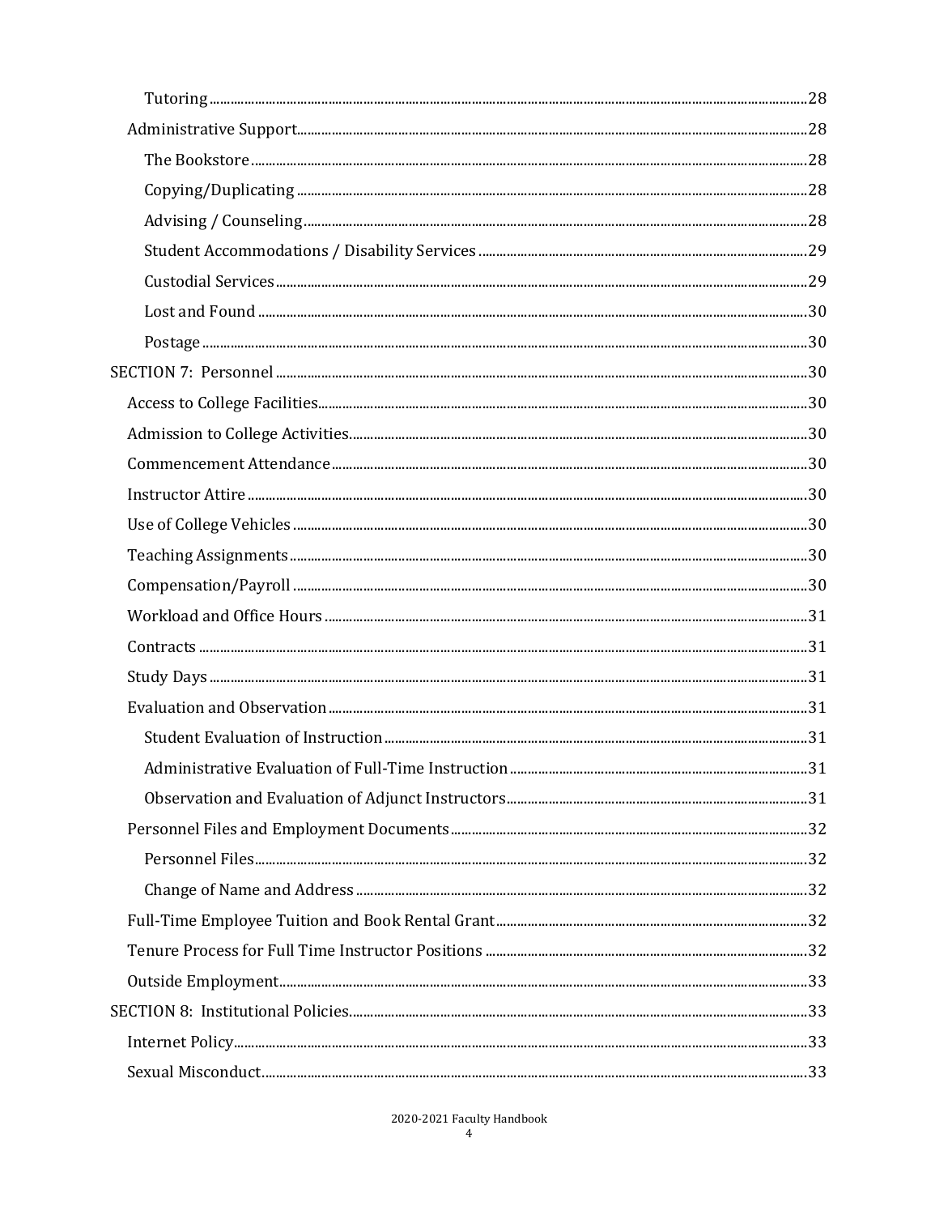- Tutoring ........ 28
- Administrative Support ........ 28
  - The Bookstore ........ 28
  - Copying/Duplicating ........ 28
  - Advising / Counseling ........ 28
  - Student Accommodations / Disability Services ........ 29
  - Custodial Services ........ 29
  - Lost and Found ........ 30
  - Postage ........ 30

SECTION 7: Personnel ........ 30

- Access to College Facilities ........ 30
- Admission to College Activities ........ 30
- Commencement Attendance ........ 30
- Instructor Attire ........ 30
- Use of College Vehicles ........ 30
- Teaching Assignments ........ 30
- Compensation/Payroll ........ 30
- Workload and Office Hours ........ 31
- Contracts ........ 31
- Study Days ........ 31
- Evaluation and Observation ........ 31
  - Student Evaluation of Instruction ........ 31
  - Administrative Evaluation of Full-Time Instruction ........ 31
  - Observation and Evaluation of Adjunct Instructors ........ 31
- Personnel Files and Employment Documents ........ 32
  - Personnel Files ........ 32
  - Change of Name and Address ........ 32
- Full-Time Employee Tuition and Book Rental Grant ........ 32
- Tenure Process for Full Time Instructor Positions ........ 32
- Outside Employment ........ 33

SECTION 8: Institutional Policies ........ 33

- Internet Policy ........ 33
- Sexual Misconduct ........ 33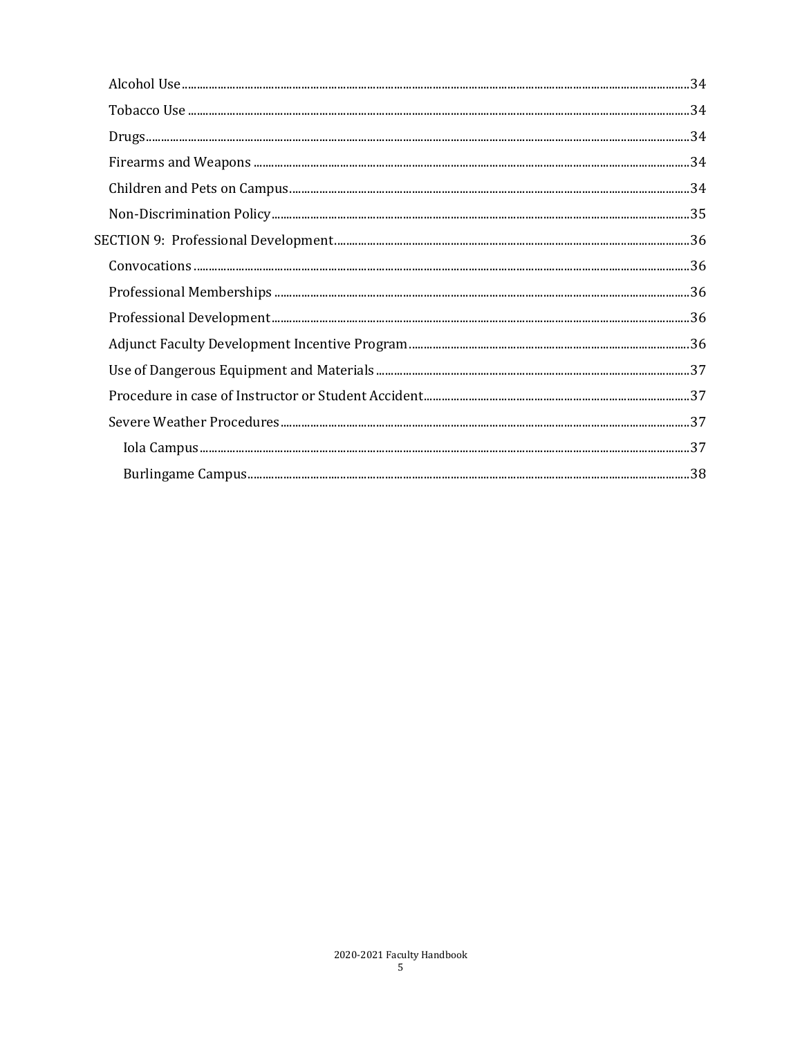Alcohol Use ........................................................................................................................................................34
Tobacco Use ........................................................................................................................................................34
Drugs....................................................................................................................................................................34
Firearms and Weapons ........................................................................................................................................34
Children and Pets on Campus..............................................................................................................................34
Non-Discrimination Policy ..................................................................................................................................35

SECTION 9: Professional Development................................................................................................................36
Convocations .......................................................................................................................................................36
Professional Memberships ..................................................................................................................................36
Professional Development...................................................................................................................................36
Adjunct Faculty Development Incentive Program...............................................................................................36
Use of Dangerous Equipment and Materials .......................................................................................................37
Procedure in case of Instructor or Student Accident...........................................................................................37
Severe Weather Procedures .................................................................................................................................37
Iola Campus .........................................................................................................................................................37
Burlingame Campus.............................................................................................................................................38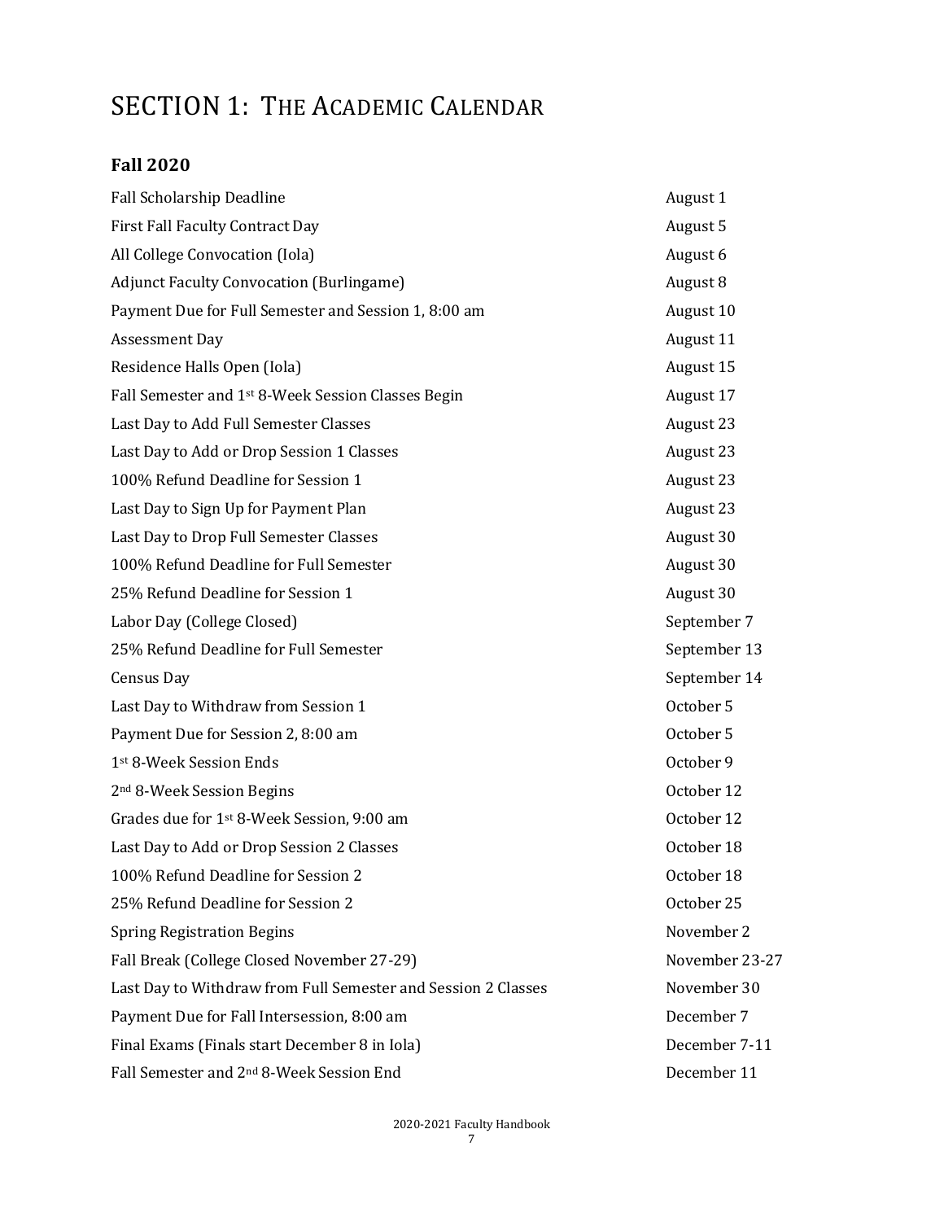# SECTION 1: THE ACADEMIC CALENDAR

## Fall 2020

| Event | Date |
|---|---|
| Fall Scholarship Deadline | August 1 |
| First Fall Faculty Contract Day | August 5 |
| All College Convocation (Iola) | August 6 |
| Adjunct Faculty Convocation (Burlingame) | August 8 |
| Payment Due for Full Semester and Session 1, 8:00 am | August 10 |
| Assessment Day | August 11 |
| Residence Halls Open (Iola) | August 15 |
| Fall Semester and 1st 8-Week Session Classes Begin | August 17 |
| Last Day to Add Full Semester Classes | August 23 |
| Last Day to Add or Drop Session 1 Classes | August 23 |
| 100% Refund Deadline for Session 1 | August 23 |
| Last Day to Sign Up for Payment Plan | August 23 |
| Last Day to Drop Full Semester Classes | August 30 |
| 100% Refund Deadline for Full Semester | August 30 |
| 25% Refund Deadline for Session 1 | August 30 |
| Labor Day (College Closed) | September 7 |
| 25% Refund Deadline for Full Semester | September 13 |
| Census Day | September 14 |
| Last Day to Withdraw from Session 1 | October 5 |
| Payment Due for Session 2, 8:00 am | October 5 |
| 1st 8-Week Session Ends | October 9 |
| 2nd 8-Week Session Begins | October 12 |
| Grades due for 1st 8-Week Session, 9:00 am | October 12 |
| Last Day to Add or Drop Session 2 Classes | October 18 |
| 100% Refund Deadline for Session 2 | October 18 |
| 25% Refund Deadline for Session 2 | October 25 |
| Spring Registration Begins | November 2 |
| Fall Break (College Closed November 27-29) | November 23-27 |
| Last Day to Withdraw from Full Semester and Session 2 Classes | November 30 |
| Payment Due for Fall Intersession, 8:00 am | December 7 |
| Final Exams (Finals start December 8 in Iola) | December 7-11 |
| Fall Semester and 2nd 8-Week Session End | December 11 |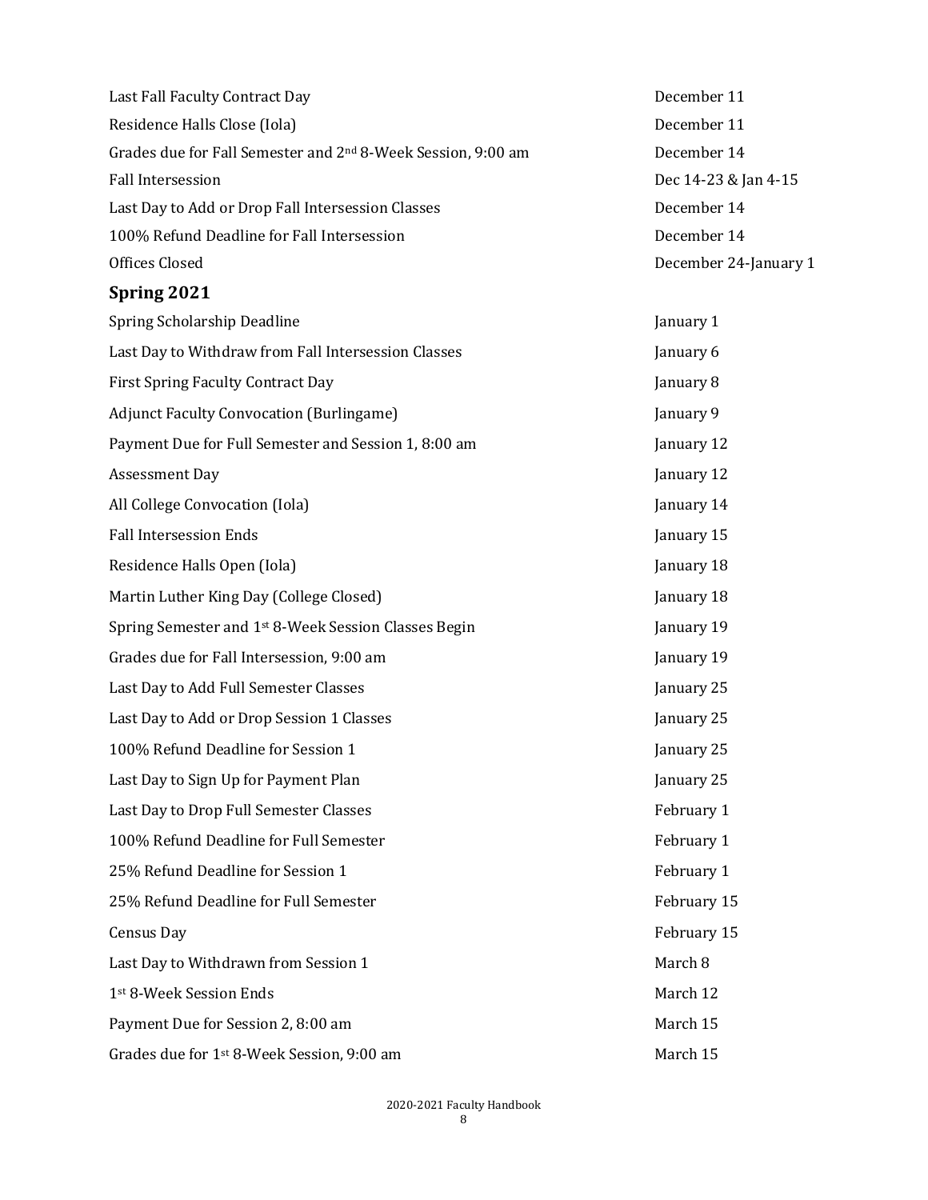| | |
|---|---|
| Last Fall Faculty Contract Day | December 11 |
| Residence Halls Close (Iola) | December 11 |
| Grades due for Fall Semester and 2nd 8-Week Session, 9:00 am | December 14 |
| Fall Intersession | Dec 14-23 & Jan 4-15 |
| Last Day to Add or Drop Fall Intersession Classes | December 14 |
| 100% Refund Deadline for Fall Intersession | December 14 |
| Offices Closed | December 24-January 1 |

## Spring 2021

| | |
|---|---|
| Spring Scholarship Deadline | January 1 |
| Last Day to Withdraw from Fall Intersession Classes | January 6 |
| First Spring Faculty Contract Day | January 8 |
| Adjunct Faculty Convocation (Burlingame) | January 9 |
| Payment Due for Full Semester and Session 1, 8:00 am | January 12 |
| Assessment Day | January 12 |
| All College Convocation (Iola) | January 14 |
| Fall Intersession Ends | January 15 |
| Residence Halls Open (Iola) | January 18 |
| Martin Luther King Day (College Closed) | January 18 |
| Spring Semester and 1st 8-Week Session Classes Begin | January 19 |
| Grades due for Fall Intersession, 9:00 am | January 19 |
| Last Day to Add Full Semester Classes | January 25 |
| Last Day to Add or Drop Session 1 Classes | January 25 |
| 100% Refund Deadline for Session 1 | January 25 |
| Last Day to Sign Up for Payment Plan | January 25 |
| Last Day to Drop Full Semester Classes | February 1 |
| 100% Refund Deadline for Full Semester | February 1 |
| 25% Refund Deadline for Session 1 | February 1 |
| 25% Refund Deadline for Full Semester | February 15 |
| Census Day | February 15 |
| Last Day to Withdrawn from Session 1 | March 8 |
| 1st 8-Week Session Ends | March 12 |
| Payment Due for Session 2, 8:00 am | March 15 |
| Grades due for 1st 8-Week Session, 9:00 am | March 15 |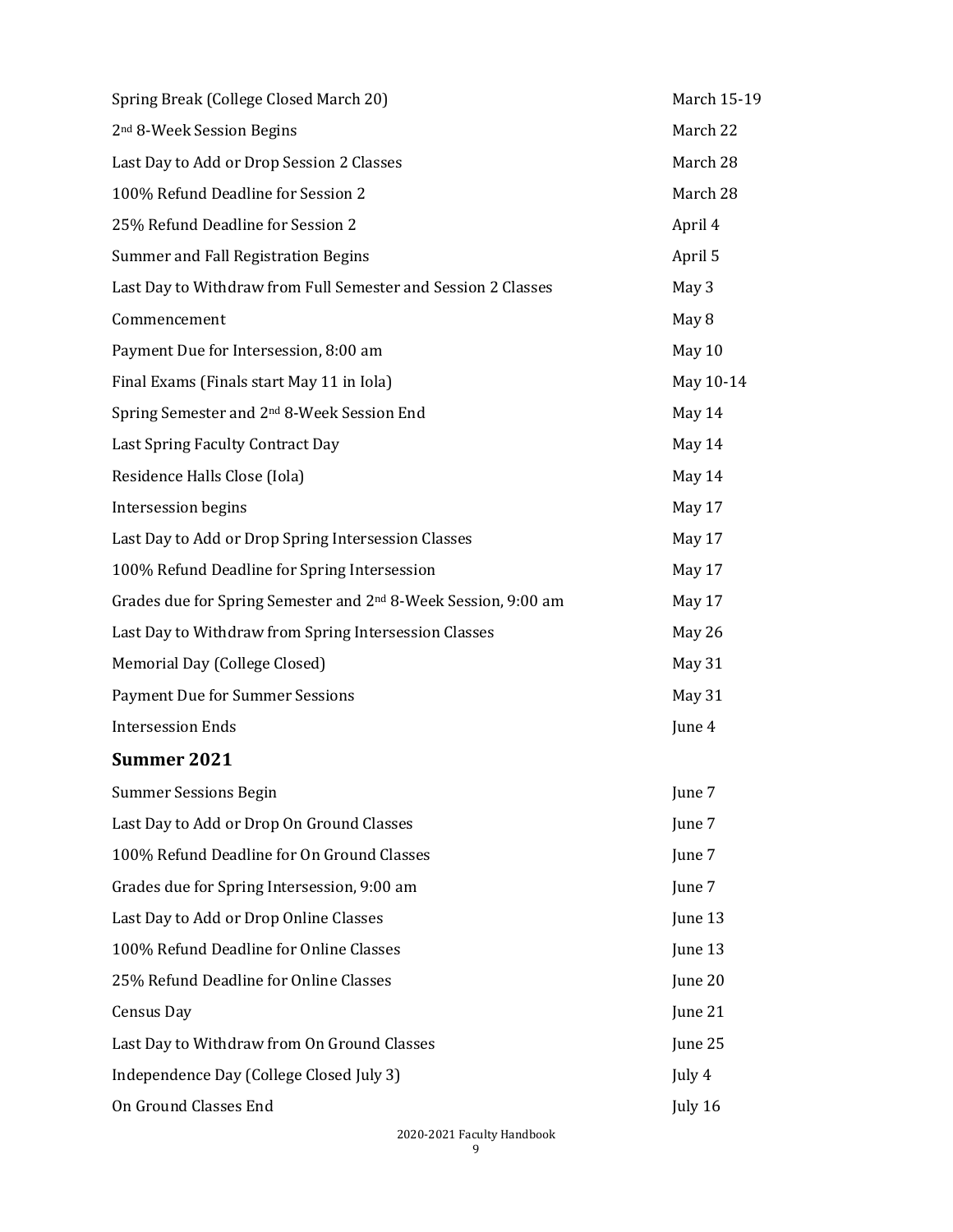| | |
|---|---|
| Spring Break (College Closed March 20) | March 15-19 |
| 2nd 8-Week Session Begins | March 22 |
| Last Day to Add or Drop Session 2 Classes | March 28 |
| 100% Refund Deadline for Session 2 | March 28 |
| 25% Refund Deadline for Session 2 | April 4 |
| Summer and Fall Registration Begins | April 5 |
| Last Day to Withdraw from Full Semester and Session 2 Classes | May 3 |
| Commencement | May 8 |
| Payment Due for Intersession, 8:00 am | May 10 |
| Final Exams (Finals start May 11 in Iola) | May 10-14 |
| Spring Semester and 2nd 8-Week Session End | May 14 |
| Last Spring Faculty Contract Day | May 14 |
| Residence Halls Close (Iola) | May 14 |
| Intersession begins | May 17 |
| Last Day to Add or Drop Spring Intersession Classes | May 17 |
| 100% Refund Deadline for Spring Intersession | May 17 |
| Grades due for Spring Semester and 2nd 8-Week Session, 9:00 am | May 17 |
| Last Day to Withdraw from Spring Intersession Classes | May 26 |
| Memorial Day (College Closed) | May 31 |
| Payment Due for Summer Sessions | May 31 |
| Intersession Ends | June 4 |

## Summer 2021

| | |
|---|---|
| Summer Sessions Begin | June 7 |
| Last Day to Add or Drop On Ground Classes | June 7 |
| 100% Refund Deadline for On Ground Classes | June 7 |
| Grades due for Spring Intersession, 9:00 am | June 7 |
| Last Day to Add or Drop Online Classes | June 13 |
| 100% Refund Deadline for Online Classes | June 13 |
| 25% Refund Deadline for Online Classes | June 20 |
| Census Day | June 21 |
| Last Day to Withdraw from On Ground Classes | June 25 |
| Independence Day (College Closed July 3) | July 4 |
| On Ground Classes End | July 16 |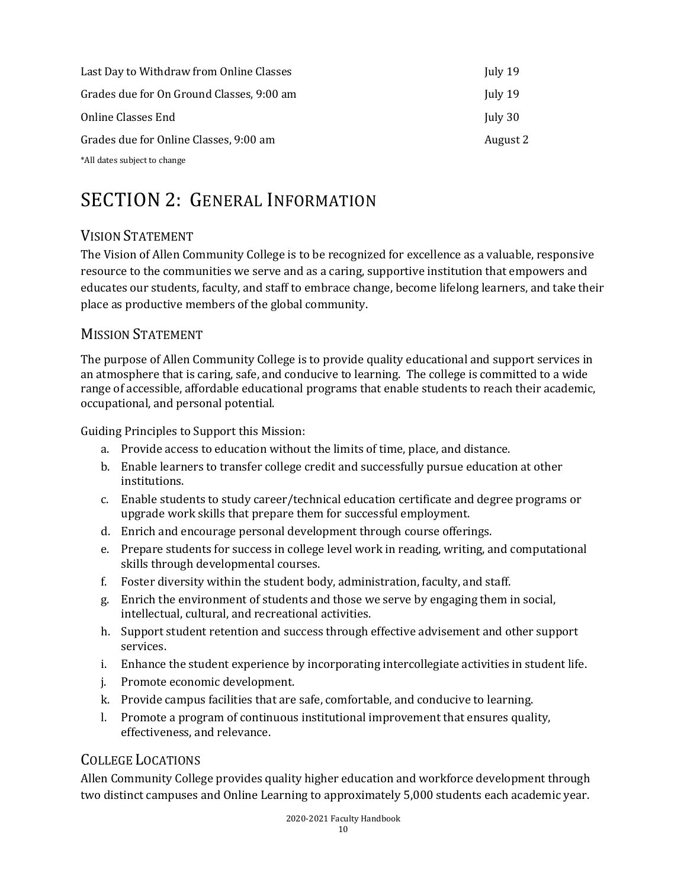| | |
|---|---|
| Last Day to Withdraw from Online Classes | July 19 |
| Grades due for On Ground Classes, 9:00 am | July 19 |
| Online Classes End | July 30 |
| Grades due for Online Classes, 9:00 am | August 2 |

*All dates subject to change

# SECTION 2: GENERAL INFORMATION

## VISION STATEMENT

The Vision of Allen Community College is to be recognized for excellence as a valuable, responsive resource to the communities we serve and as a caring, supportive institution that empowers and educates our students, faculty, and staff to embrace change, become lifelong learners, and take their place as productive members of the global community.

## MISSION STATEMENT

The purpose of Allen Community College is to provide quality educational and support services in an atmosphere that is caring, safe, and conducive to learning. The college is committed to a wide range of accessible, affordable educational programs that enable students to reach their academic, occupational, and personal potential.

Guiding Principles to Support this Mission:

a. Provide access to education without the limits of time, place, and distance.
b. Enable learners to transfer college credit and successfully pursue education at other institutions.
c. Enable students to study career/technical education certificate and degree programs or upgrade work skills that prepare them for successful employment.
d. Enrich and encourage personal development through course offerings.
e. Prepare students for success in college level work in reading, writing, and computational skills through developmental courses.
f. Foster diversity within the student body, administration, faculty, and staff.
g. Enrich the environment of students and those we serve by engaging them in social, intellectual, cultural, and recreational activities.
h. Support student retention and success through effective advisement and other support services.
i. Enhance the student experience by incorporating intercollegiate activities in student life.
j. Promote economic development.
k. Provide campus facilities that are safe, comfortable, and conducive to learning.
l. Promote a program of continuous institutional improvement that ensures quality, effectiveness, and relevance.

## COLLEGE LOCATIONS

Allen Community College provides quality higher education and workforce development through two distinct campuses and Online Learning to approximately 5,000 students each academic year.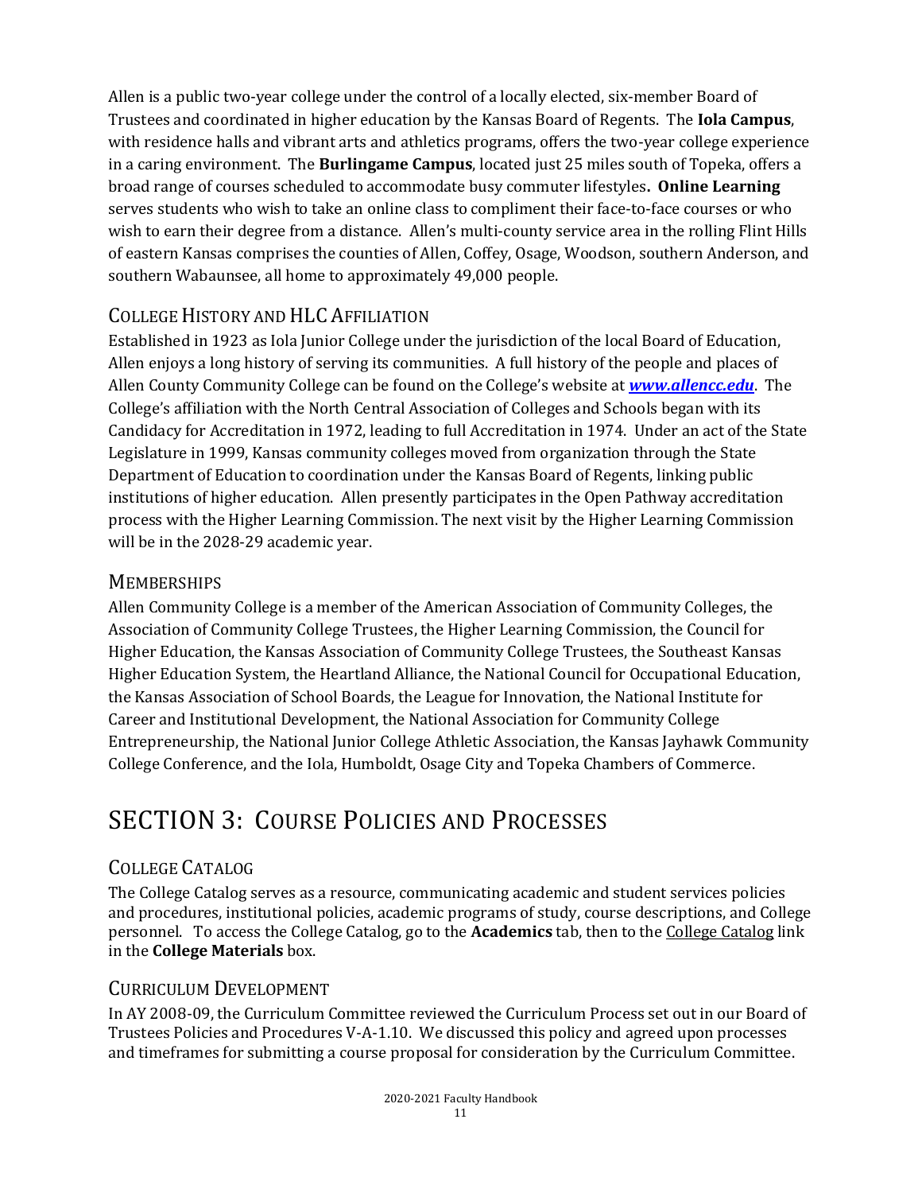Allen is a public two-year college under the control of a locally elected, six-member Board of Trustees and coordinated in higher education by the Kansas Board of Regents. The **Iola Campus**, with residence halls and vibrant arts and athletics programs, offers the two-year college experience in a caring environment. The **Burlingame Campus**, located just 25 miles south of Topeka, offers a broad range of courses scheduled to accommodate busy commuter lifestyles**. Online Learning** serves students who wish to take an online class to compliment their face-to-face courses or who wish to earn their degree from a distance. Allen's multi-county service area in the rolling Flint Hills of eastern Kansas comprises the counties of Allen, Coffey, Osage, Woodson, southern Anderson, and southern Wabaunsee, all home to approximately 49,000 people.

## College History and HLC Affiliation

Established in 1923 as Iola Junior College under the jurisdiction of the local Board of Education, Allen enjoys a long history of serving its communities. A full history of the people and places of Allen County Community College can be found on the College's website at ***www.allencc.edu***. The College's affiliation with the North Central Association of Colleges and Schools began with its Candidacy for Accreditation in 1972, leading to full Accreditation in 1974. Under an act of the State Legislature in 1999, Kansas community colleges moved from organization through the State Department of Education to coordination under the Kansas Board of Regents, linking public institutions of higher education. Allen presently participates in the Open Pathway accreditation process with the Higher Learning Commission. The next visit by the Higher Learning Commission will be in the 2028-29 academic year.

## Memberships

Allen Community College is a member of the American Association of Community Colleges, the Association of Community College Trustees, the Higher Learning Commission, the Council for Higher Education, the Kansas Association of Community College Trustees, the Southeast Kansas Higher Education System, the Heartland Alliance, the National Council for Occupational Education, the Kansas Association of School Boards, the League for Innovation, the National Institute for Career and Institutional Development, the National Association for Community College Entrepreneurship, the National Junior College Athletic Association, the Kansas Jayhawk Community College Conference, and the Iola, Humboldt, Osage City and Topeka Chambers of Commerce.

# SECTION 3: Course Policies and Processes

## College Catalog

The College Catalog serves as a resource, communicating academic and student services policies and procedures, institutional policies, academic programs of study, course descriptions, and College personnel. To access the College Catalog, go to the **Academics** tab, then to the College Catalog link in the **College Materials** box.

## Curriculum Development

In AY 2008-09, the Curriculum Committee reviewed the Curriculum Process set out in our Board of Trustees Policies and Procedures V-A-1.10. We discussed this policy and agreed upon processes and timeframes for submitting a course proposal for consideration by the Curriculum Committee.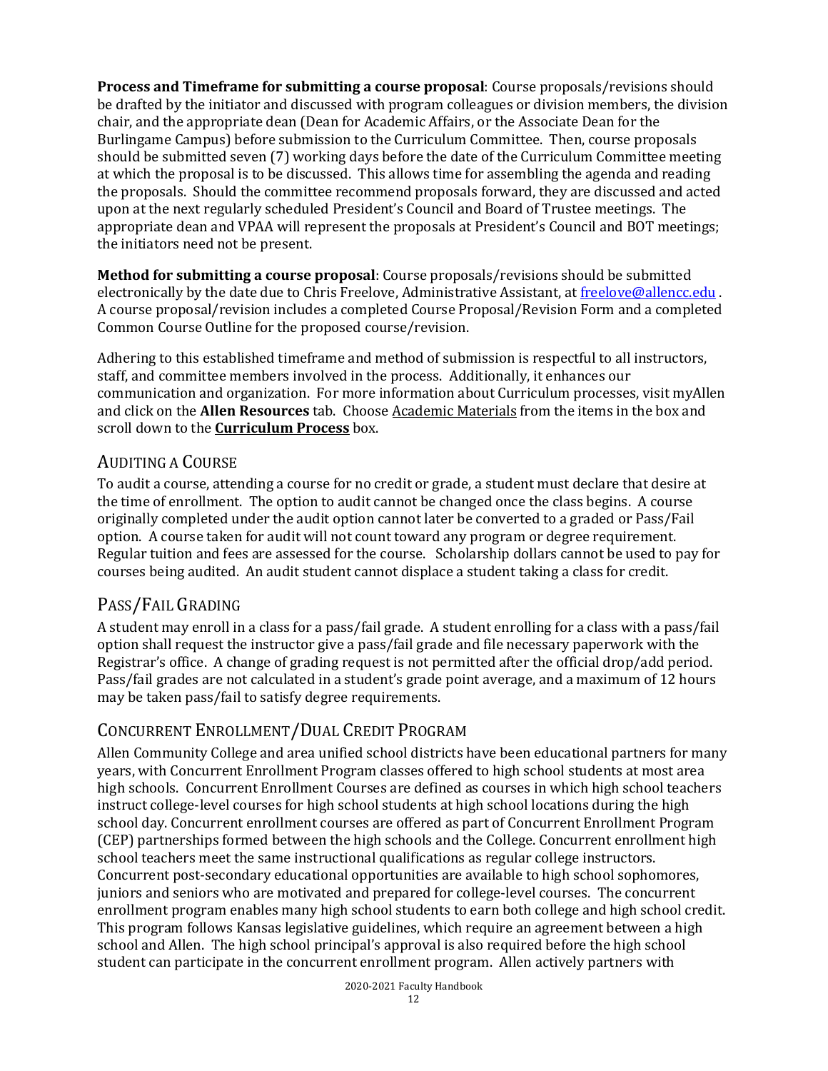**Process and Timeframe for submitting a course proposal**: Course proposals/revisions should be drafted by the initiator and discussed with program colleagues or division members, the division chair, and the appropriate dean (Dean for Academic Affairs, or the Associate Dean for the Burlingame Campus) before submission to the Curriculum Committee. Then, course proposals should be submitted seven (7) working days before the date of the Curriculum Committee meeting at which the proposal is to be discussed. This allows time for assembling the agenda and reading the proposals. Should the committee recommend proposals forward, they are discussed and acted upon at the next regularly scheduled President's Council and Board of Trustee meetings. The appropriate dean and VPAA will represent the proposals at President's Council and BOT meetings; the initiators need not be present.

**Method for submitting a course proposal**: Course proposals/revisions should be submitted electronically by the date due to Chris Freelove, Administrative Assistant, at freelove@allencc.edu . A course proposal/revision includes a completed Course Proposal/Revision Form and a completed Common Course Outline for the proposed course/revision.

Adhering to this established timeframe and method of submission is respectful to all instructors, staff, and committee members involved in the process. Additionally, it enhances our communication and organization. For more information about Curriculum processes, visit myAllen and click on the **Allen Resources** tab. Choose Academic Materials from the items in the box and scroll down to the **Curriculum Process** box.

## Auditing a Course

To audit a course, attending a course for no credit or grade, a student must declare that desire at the time of enrollment. The option to audit cannot be changed once the class begins. A course originally completed under the audit option cannot later be converted to a graded or Pass/Fail option. A course taken for audit will not count toward any program or degree requirement. Regular tuition and fees are assessed for the course. Scholarship dollars cannot be used to pay for courses being audited. An audit student cannot displace a student taking a class for credit.

## Pass/Fail Grading

A student may enroll in a class for a pass/fail grade. A student enrolling for a class with a pass/fail option shall request the instructor give a pass/fail grade and file necessary paperwork with the Registrar's office. A change of grading request is not permitted after the official drop/add period. Pass/fail grades are not calculated in a student's grade point average, and a maximum of 12 hours may be taken pass/fail to satisfy degree requirements.

## Concurrent Enrollment/Dual Credit Program

Allen Community College and area unified school districts have been educational partners for many years, with Concurrent Enrollment Program classes offered to high school students at most area high schools. Concurrent Enrollment Courses are defined as courses in which high school teachers instruct college-level courses for high school students at high school locations during the high school day. Concurrent enrollment courses are offered as part of Concurrent Enrollment Program (CEP) partnerships formed between the high schools and the College. Concurrent enrollment high school teachers meet the same instructional qualifications as regular college instructors. Concurrent post-secondary educational opportunities are available to high school sophomores, juniors and seniors who are motivated and prepared for college-level courses. The concurrent enrollment program enables many high school students to earn both college and high school credit. This program follows Kansas legislative guidelines, which require an agreement between a high school and Allen. The high school principal's approval is also required before the high school student can participate in the concurrent enrollment program. Allen actively partners with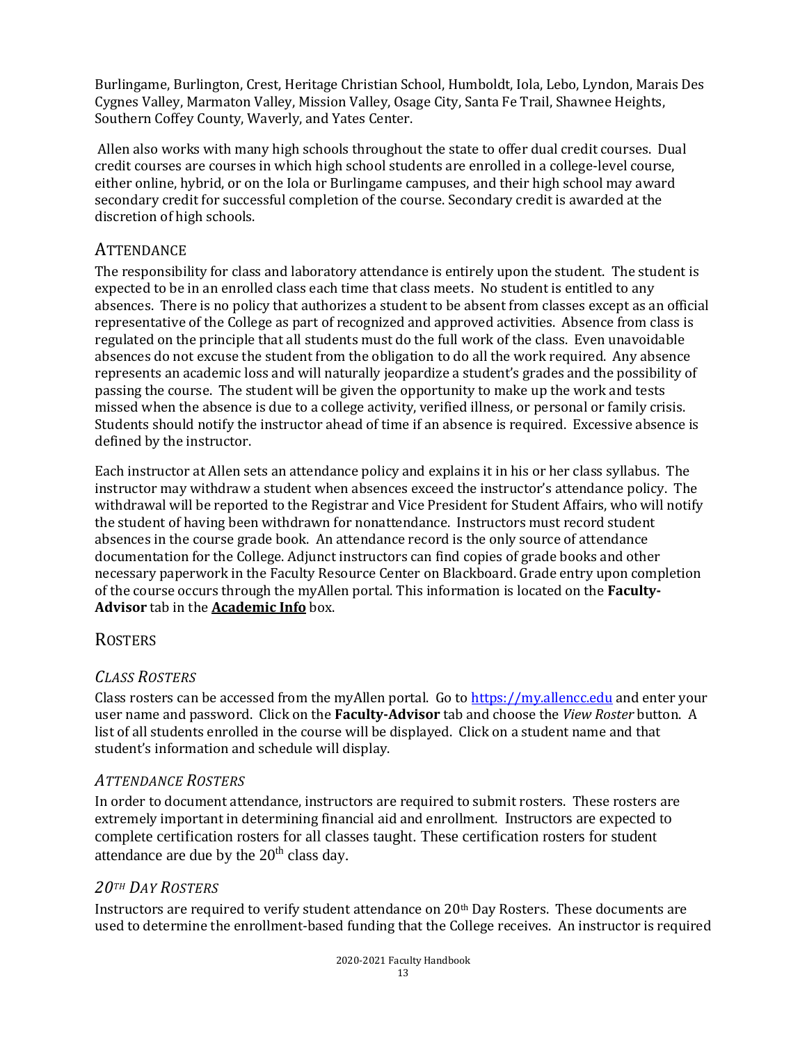Burlingame, Burlington, Crest, Heritage Christian School, Humboldt, Iola, Lebo, Lyndon, Marais Des Cygnes Valley, Marmaton Valley, Mission Valley, Osage City, Santa Fe Trail, Shawnee Heights, Southern Coffey County, Waverly, and Yates Center.

Allen also works with many high schools throughout the state to offer dual credit courses. Dual credit courses are courses in which high school students are enrolled in a college-level course, either online, hybrid, or on the Iola or Burlingame campuses, and their high school may award secondary credit for successful completion of the course. Secondary credit is awarded at the discretion of high schools.

## ATTENDANCE

The responsibility for class and laboratory attendance is entirely upon the student. The student is expected to be in an enrolled class each time that class meets. No student is entitled to any absences. There is no policy that authorizes a student to be absent from classes except as an official representative of the College as part of recognized and approved activities. Absence from class is regulated on the principle that all students must do the full work of the class. Even unavoidable absences do not excuse the student from the obligation to do all the work required. Any absence represents an academic loss and will naturally jeopardize a student's grades and the possibility of passing the course. The student will be given the opportunity to make up the work and tests missed when the absence is due to a college activity, verified illness, or personal or family crisis. Students should notify the instructor ahead of time if an absence is required. Excessive absence is defined by the instructor.

Each instructor at Allen sets an attendance policy and explains it in his or her class syllabus. The instructor may withdraw a student when absences exceed the instructor's attendance policy. The withdrawal will be reported to the Registrar and Vice President for Student Affairs, who will notify the student of having been withdrawn for nonattendance. Instructors must record student absences in the course grade book. An attendance record is the only source of attendance documentation for the College. Adjunct instructors can find copies of grade books and other necessary paperwork in the Faculty Resource Center on Blackboard. Grade entry upon completion of the course occurs through the myAllen portal. This information is located on the **Faculty-Advisor** tab in the **Academic Info** box.

## ROSTERS

### *CLASS ROSTERS*

Class rosters can be accessed from the myAllen portal. Go to [https://my.allencc.edu](https://my.allencc.edu) and enter your user name and password. Click on the **Faculty-Advisor** tab and choose the *View Roster* button. A list of all students enrolled in the course will be displayed. Click on a student name and that student's information and schedule will display.

### *ATTENDANCE ROSTERS*

In order to document attendance, instructors are required to submit rosters. These rosters are extremely important in determining financial aid and enrollment. Instructors are expected to complete certification rosters for all classes taught. These certification rosters for student attendance are due by the 20th class day.

### *20TH DAY ROSTERS*

Instructors are required to verify student attendance on 20th Day Rosters. These documents are used to determine the enrollment-based funding that the College receives. An instructor is required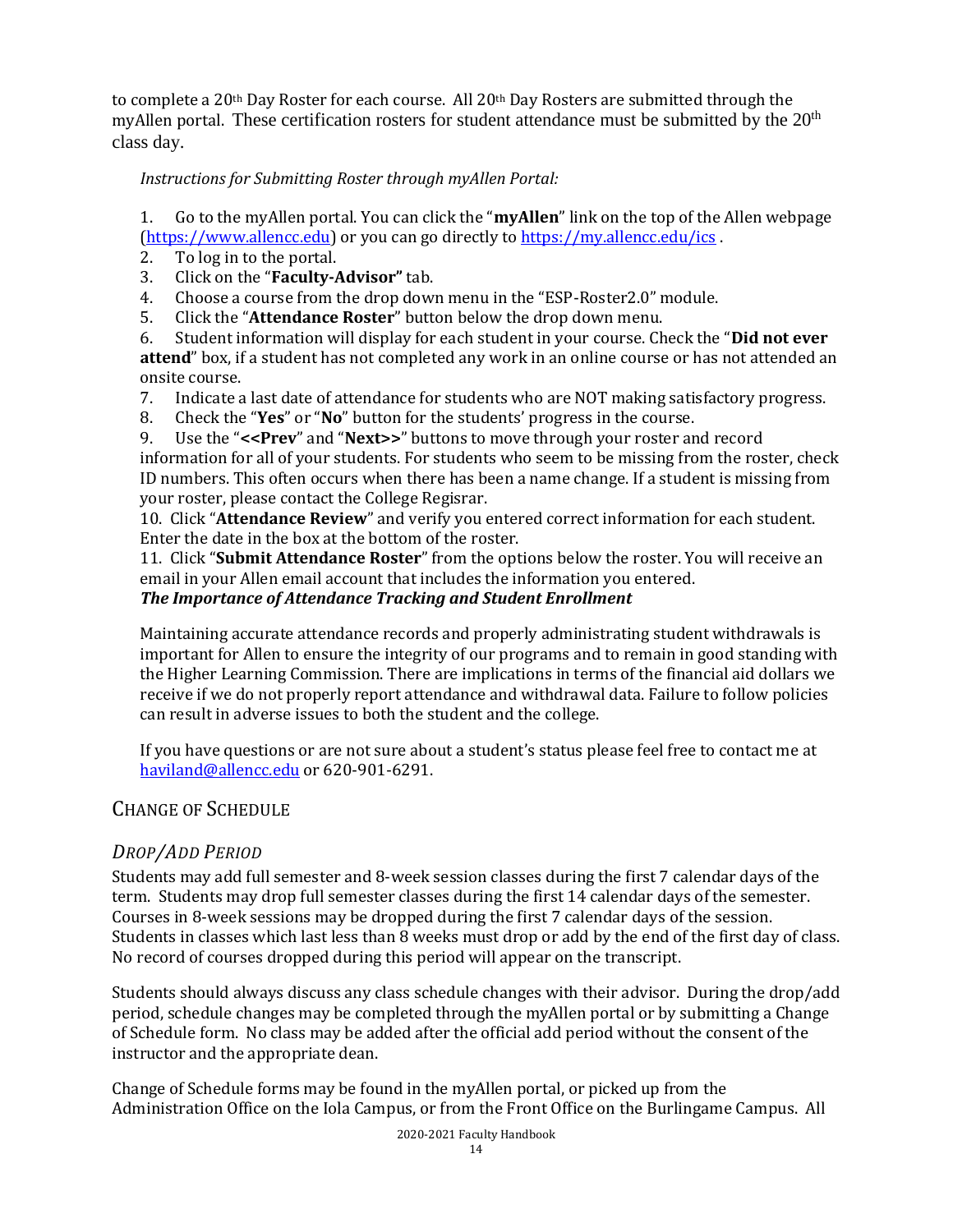to complete a 20th Day Roster for each course. All 20th Day Rosters are submitted through the myAllen portal. These certification rosters for student attendance must be submitted by the 20th class day.

*Instructions for Submitting Roster through myAllen Portal:*

1. Go to the myAllen portal. You can click the "**myAllen**" link on the top of the Allen webpage (https://www.allencc.edu) or you can go directly to https://my.allencc.edu/ics .
2. To log in to the portal.
3. Click on the "**Faculty-Advisor"** tab.
4. Choose a course from the drop down menu in the "ESP-Roster2.0" module.
5. Click the "**Attendance Roster**" button below the drop down menu.
6. Student information will display for each student in your course. Check the "**Did not ever attend**" box, if a student has not completed any work in an online course or has not attended an onsite course.
7. Indicate a last date of attendance for students who are NOT making satisfactory progress.
8. Check the "**Yes**" or "**No**" button for the students' progress in the course.
9. Use the "**<<Prev**" and "**Next>>**" buttons to move through your roster and record information for all of your students. For students who seem to be missing from the roster, check ID numbers. This often occurs when there has been a name change. If a student is missing from your roster, please contact the College Regisrar.
10. Click "**Attendance Review**" and verify you entered correct information for each student. Enter the date in the box at the bottom of the roster.
11. Click "**Submit Attendance Roster**" from the options below the roster. You will receive an email in your Allen email account that includes the information you entered.

***The Importance of Attendance Tracking and Student Enrollment***

Maintaining accurate attendance records and properly administrating student withdrawals is important for Allen to ensure the integrity of our programs and to remain in good standing with the Higher Learning Commission. There are implications in terms of the financial aid dollars we receive if we do not properly report attendance and withdrawal data. Failure to follow policies can result in adverse issues to both the student and the college.

If you have questions or are not sure about a student's status please feel free to contact me at haviland@allencc.edu or 620-901-6291.

## Change of Schedule

### *Drop/Add Period*

Students may add full semester and 8-week session classes during the first 7 calendar days of the term. Students may drop full semester classes during the first 14 calendar days of the semester. Courses in 8-week sessions may be dropped during the first 7 calendar days of the session. Students in classes which last less than 8 weeks must drop or add by the end of the first day of class. No record of courses dropped during this period will appear on the transcript.

Students should always discuss any class schedule changes with their advisor. During the drop/add period, schedule changes may be completed through the myAllen portal or by submitting a Change of Schedule form. No class may be added after the official add period without the consent of the instructor and the appropriate dean.

Change of Schedule forms may be found in the myAllen portal, or picked up from the Administration Office on the Iola Campus, or from the Front Office on the Burlingame Campus. All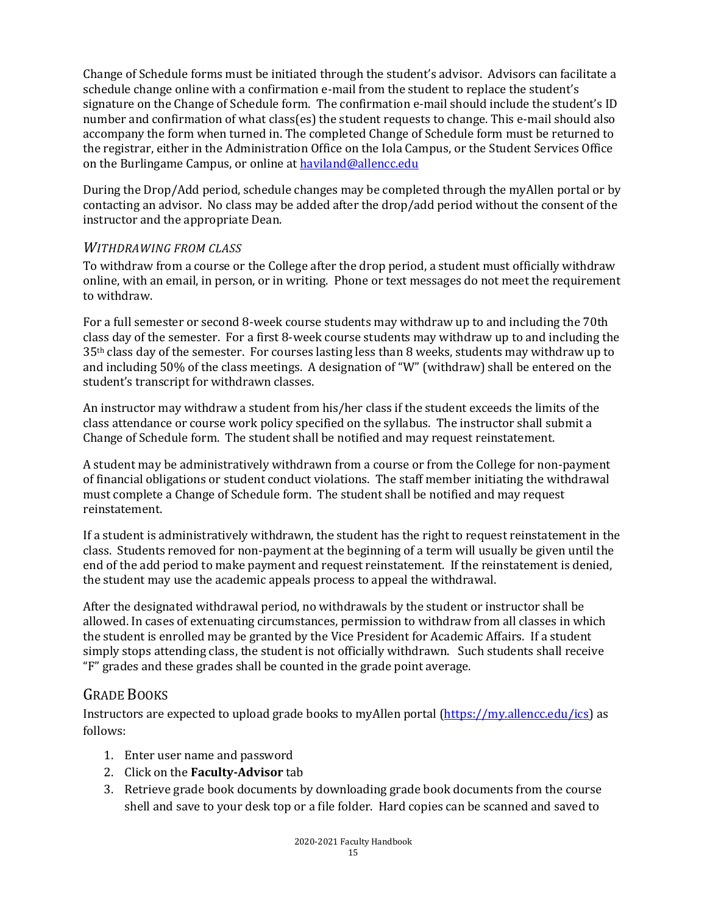Change of Schedule forms must be initiated through the student's advisor. Advisors can facilitate a schedule change online with a confirmation e-mail from the student to replace the student's signature on the Change of Schedule form. The confirmation e-mail should include the student's ID number and confirmation of what class(es) the student requests to change. This e-mail should also accompany the form when turned in. The completed Change of Schedule form must be returned to the registrar, either in the Administration Office on the Iola Campus, or the Student Services Office on the Burlingame Campus, or online at [haviland@allencc.edu](mailto:haviland@allencc.edu)

During the Drop/Add period, schedule changes may be completed through the myAllen portal or by contacting an advisor. No class may be added after the drop/add period without the consent of the instructor and the appropriate Dean.

### *Withdrawing from Class*

To withdraw from a course or the College after the drop period, a student must officially withdraw online, with an email, in person, or in writing. Phone or text messages do not meet the requirement to withdraw.

For a full semester or second 8-week course students may withdraw up to and including the 70th class day of the semester. For a first 8-week course students may withdraw up to and including the 35th class day of the semester. For courses lasting less than 8 weeks, students may withdraw up to and including 50% of the class meetings. A designation of "W" (withdraw) shall be entered on the student's transcript for withdrawn classes.

An instructor may withdraw a student from his/her class if the student exceeds the limits of the class attendance or course work policy specified on the syllabus. The instructor shall submit a Change of Schedule form. The student shall be notified and may request reinstatement.

A student may be administratively withdrawn from a course or from the College for non-payment of financial obligations or student conduct violations. The staff member initiating the withdrawal must complete a Change of Schedule form. The student shall be notified and may request reinstatement.

If a student is administratively withdrawn, the student has the right to request reinstatement in the class. Students removed for non-payment at the beginning of a term will usually be given until the end of the add period to make payment and request reinstatement. If the reinstatement is denied, the student may use the academic appeals process to appeal the withdrawal.

After the designated withdrawal period, no withdrawals by the student or instructor shall be allowed. In cases of extenuating circumstances, permission to withdraw from all classes in which the student is enrolled may be granted by the Vice President for Academic Affairs. If a student simply stops attending class, the student is not officially withdrawn. Such students shall receive "F" grades and these grades shall be counted in the grade point average.

## Grade Books

Instructors are expected to upload grade books to myAllen portal ([https://my.allencc.edu/ics](https://my.allencc.edu/ics)) as follows:

1. Enter user name and password
2. Click on the **Faculty-Advisor** tab
3. Retrieve grade book documents by downloading grade book documents from the course shell and save to your desk top or a file folder. Hard copies can be scanned and saved to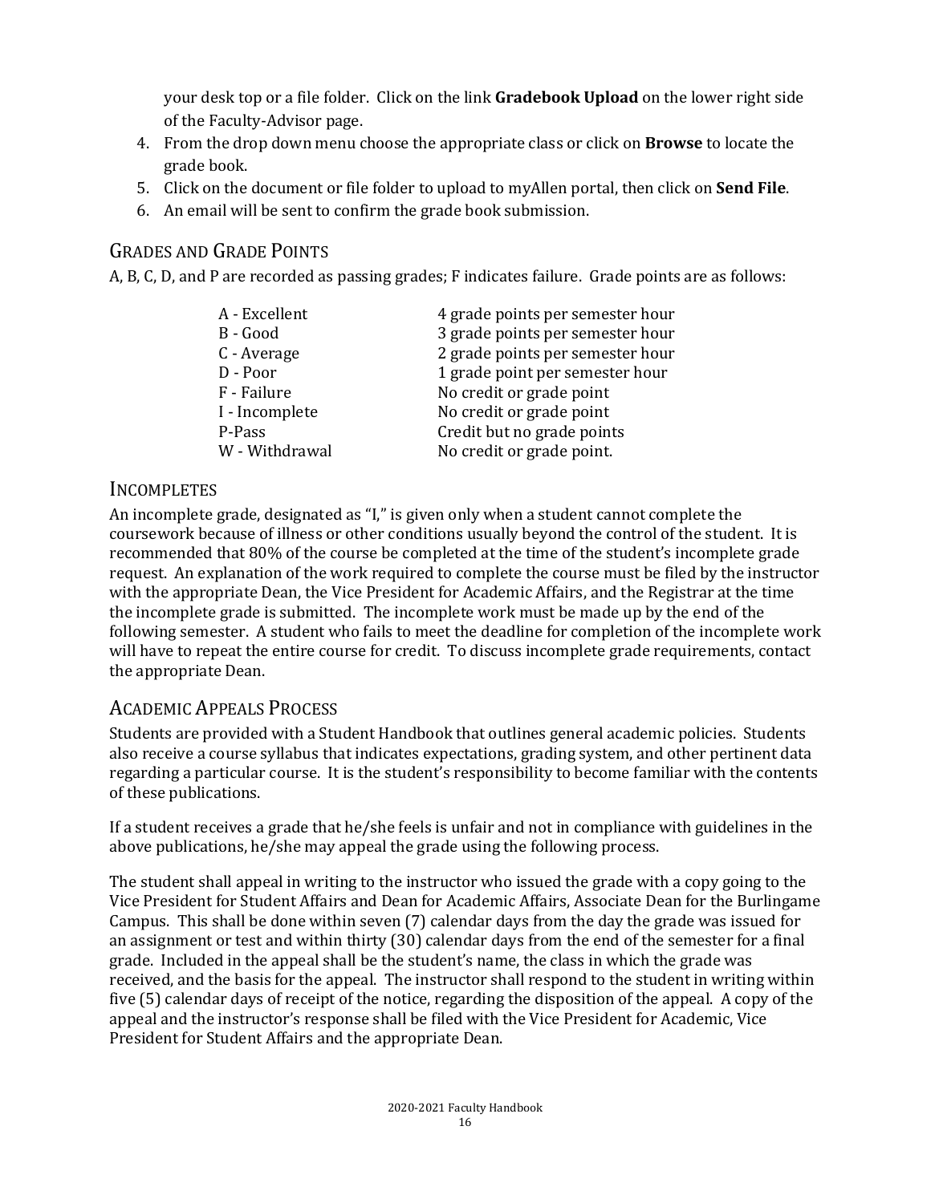your desk top or a file folder. Click on the link **Gradebook Upload** on the lower right side of the Faculty-Advisor page.

4. From the drop down menu choose the appropriate class or click on **Browse** to locate the grade book.
5. Click on the document or file folder to upload to myAllen portal, then click on **Send File**.
6. An email will be sent to confirm the grade book submission.

## GRADES AND GRADE POINTS

A, B, C, D, and P are recorded as passing grades; F indicates failure. Grade points are as follows:

| | |
|---|---|
| A - Excellent | 4 grade points per semester hour |
| B - Good | 3 grade points per semester hour |
| C - Average | 2 grade points per semester hour |
| D - Poor | 1 grade point per semester hour |
| F - Failure | No credit or grade point |
| I - Incomplete | No credit or grade point |
| P-Pass | Credit but no grade points |
| W - Withdrawal | No credit or grade point. |

## INCOMPLETES

An incomplete grade, designated as "I," is given only when a student cannot complete the coursework because of illness or other conditions usually beyond the control of the student. It is recommended that 80% of the course be completed at the time of the student's incomplete grade request. An explanation of the work required to complete the course must be filed by the instructor with the appropriate Dean, the Vice President for Academic Affairs, and the Registrar at the time the incomplete grade is submitted. The incomplete work must be made up by the end of the following semester. A student who fails to meet the deadline for completion of the incomplete work will have to repeat the entire course for credit. To discuss incomplete grade requirements, contact the appropriate Dean.

## ACADEMIC APPEALS PROCESS

Students are provided with a Student Handbook that outlines general academic policies. Students also receive a course syllabus that indicates expectations, grading system, and other pertinent data regarding a particular course. It is the student's responsibility to become familiar with the contents of these publications.

If a student receives a grade that he/she feels is unfair and not in compliance with guidelines in the above publications, he/she may appeal the grade using the following process.

The student shall appeal in writing to the instructor who issued the grade with a copy going to the Vice President for Student Affairs and Dean for Academic Affairs, Associate Dean for the Burlingame Campus. This shall be done within seven (7) calendar days from the day the grade was issued for an assignment or test and within thirty (30) calendar days from the end of the semester for a final grade. Included in the appeal shall be the student's name, the class in which the grade was received, and the basis for the appeal. The instructor shall respond to the student in writing within five (5) calendar days of receipt of the notice, regarding the disposition of the appeal. A copy of the appeal and the instructor's response shall be filed with the Vice President for Academic, Vice President for Student Affairs and the appropriate Dean.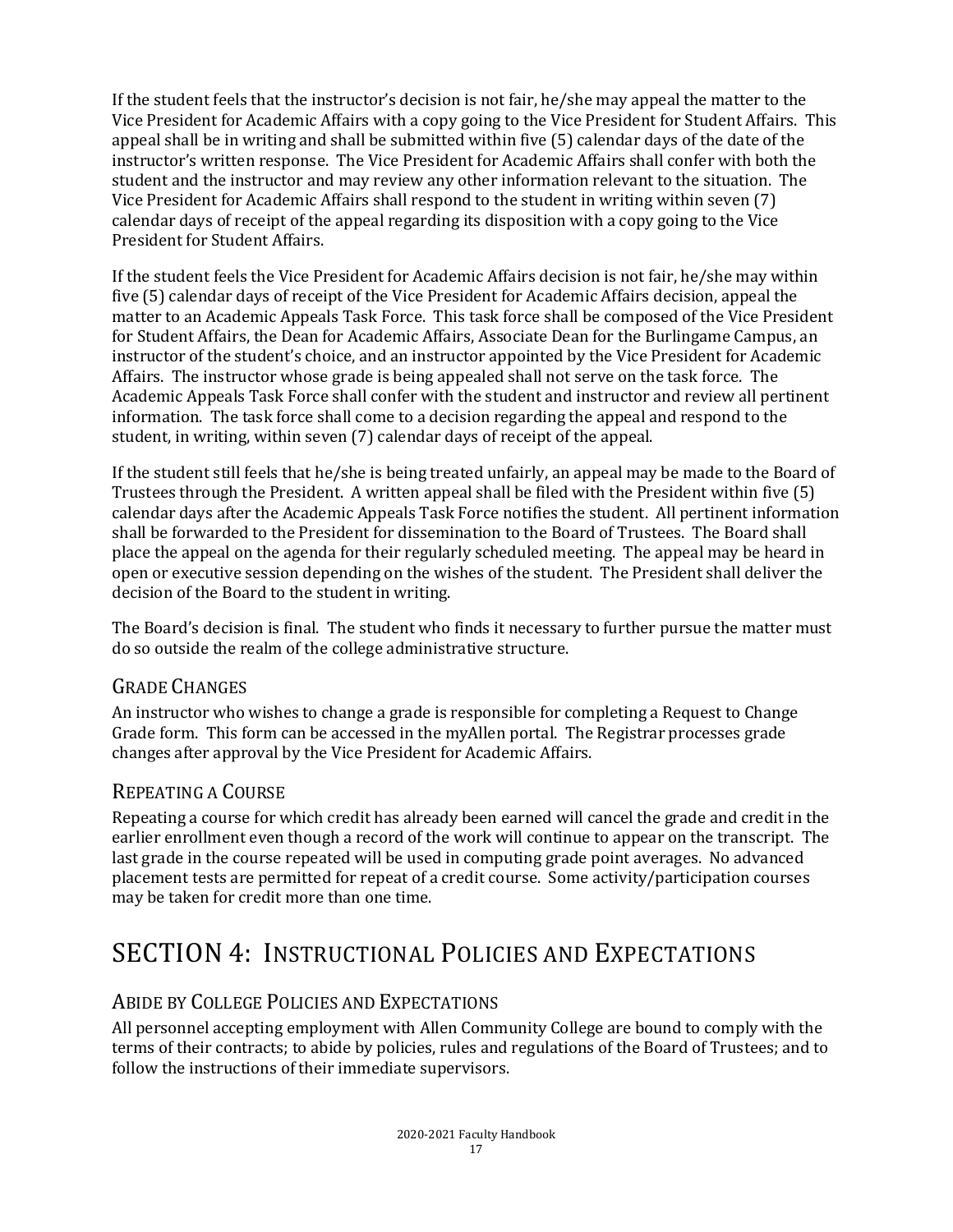If the student feels that the instructor's decision is not fair, he/she may appeal the matter to the Vice President for Academic Affairs with a copy going to the Vice President for Student Affairs. This appeal shall be in writing and shall be submitted within five (5) calendar days of the date of the instructor's written response. The Vice President for Academic Affairs shall confer with both the student and the instructor and may review any other information relevant to the situation. The Vice President for Academic Affairs shall respond to the student in writing within seven (7) calendar days of receipt of the appeal regarding its disposition with a copy going to the Vice President for Student Affairs.

If the student feels the Vice President for Academic Affairs decision is not fair, he/she may within five (5) calendar days of receipt of the Vice President for Academic Affairs decision, appeal the matter to an Academic Appeals Task Force. This task force shall be composed of the Vice President for Student Affairs, the Dean for Academic Affairs, Associate Dean for the Burlingame Campus, an instructor of the student's choice, and an instructor appointed by the Vice President for Academic Affairs. The instructor whose grade is being appealed shall not serve on the task force. The Academic Appeals Task Force shall confer with the student and instructor and review all pertinent information. The task force shall come to a decision regarding the appeal and respond to the student, in writing, within seven (7) calendar days of receipt of the appeal.

If the student still feels that he/she is being treated unfairly, an appeal may be made to the Board of Trustees through the President. A written appeal shall be filed with the President within five (5) calendar days after the Academic Appeals Task Force notifies the student. All pertinent information shall be forwarded to the President for dissemination to the Board of Trustees. The Board shall place the appeal on the agenda for their regularly scheduled meeting. The appeal may be heard in open or executive session depending on the wishes of the student. The President shall deliver the decision of the Board to the student in writing.

The Board's decision is final. The student who finds it necessary to further pursue the matter must do so outside the realm of the college administrative structure.

## Grade Changes

An instructor who wishes to change a grade is responsible for completing a Request to Change Grade form. This form can be accessed in the myAllen portal. The Registrar processes grade changes after approval by the Vice President for Academic Affairs.

## Repeating a Course

Repeating a course for which credit has already been earned will cancel the grade and credit in the earlier enrollment even though a record of the work will continue to appear on the transcript. The last grade in the course repeated will be used in computing grade point averages. No advanced placement tests are permitted for repeat of a credit course. Some activity/participation courses may be taken for credit more than one time.

# SECTION 4: Instructional Policies and Expectations

## Abide by College Policies and Expectations

All personnel accepting employment with Allen Community College are bound to comply with the terms of their contracts; to abide by policies, rules and regulations of the Board of Trustees; and to follow the instructions of their immediate supervisors.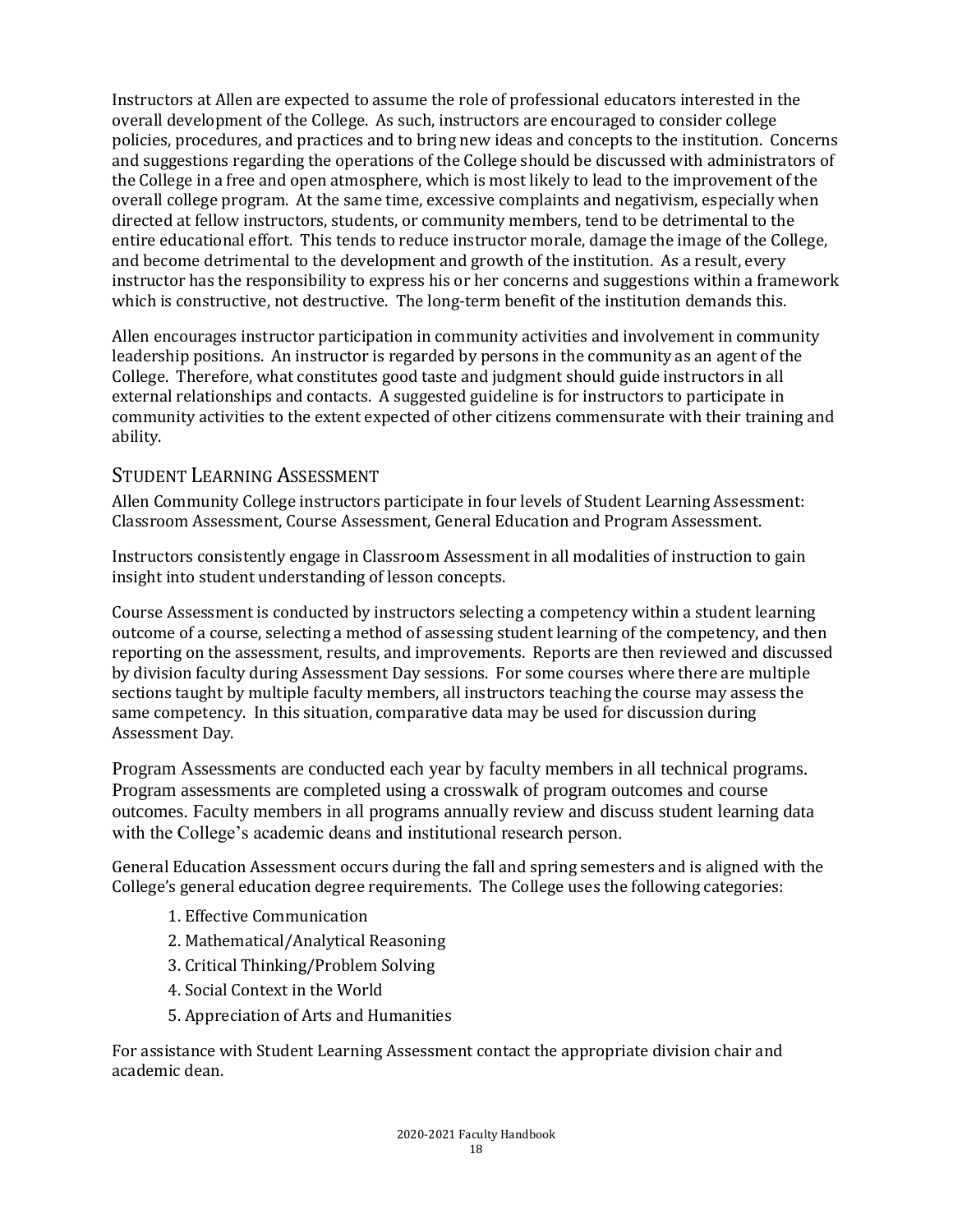Instructors at Allen are expected to assume the role of professional educators interested in the overall development of the College. As such, instructors are encouraged to consider college policies, procedures, and practices and to bring new ideas and concepts to the institution. Concerns and suggestions regarding the operations of the College should be discussed with administrators of the College in a free and open atmosphere, which is most likely to lead to the improvement of the overall college program. At the same time, excessive complaints and negativism, especially when directed at fellow instructors, students, or community members, tend to be detrimental to the entire educational effort. This tends to reduce instructor morale, damage the image of the College, and become detrimental to the development and growth of the institution. As a result, every instructor has the responsibility to express his or her concerns and suggestions within a framework which is constructive, not destructive. The long-term benefit of the institution demands this.

Allen encourages instructor participation in community activities and involvement in community leadership positions. An instructor is regarded by persons in the community as an agent of the College. Therefore, what constitutes good taste and judgment should guide instructors in all external relationships and contacts. A suggested guideline is for instructors to participate in community activities to the extent expected of other citizens commensurate with their training and ability.

## Student Learning Assessment

Allen Community College instructors participate in four levels of Student Learning Assessment: Classroom Assessment, Course Assessment, General Education and Program Assessment.

Instructors consistently engage in Classroom Assessment in all modalities of instruction to gain insight into student understanding of lesson concepts.

Course Assessment is conducted by instructors selecting a competency within a student learning outcome of a course, selecting a method of assessing student learning of the competency, and then reporting on the assessment, results, and improvements. Reports are then reviewed and discussed by division faculty during Assessment Day sessions. For some courses where there are multiple sections taught by multiple faculty members, all instructors teaching the course may assess the same competency. In this situation, comparative data may be used for discussion during Assessment Day.

Program Assessments are conducted each year by faculty members in all technical programs. Program assessments are completed using a crosswalk of program outcomes and course outcomes. Faculty members in all programs annually review and discuss student learning data with the College's academic deans and institutional research person.

General Education Assessment occurs during the fall and spring semesters and is aligned with the College's general education degree requirements. The College uses the following categories:

1. Effective Communication
2. Mathematical/Analytical Reasoning
3. Critical Thinking/Problem Solving
4. Social Context in the World
5. Appreciation of Arts and Humanities

For assistance with Student Learning Assessment contact the appropriate division chair and academic dean.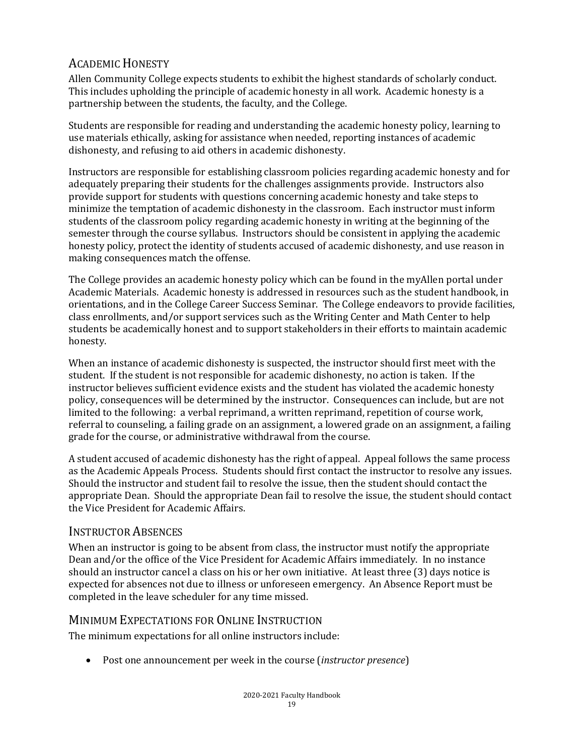## Academic Honesty

Allen Community College expects students to exhibit the highest standards of scholarly conduct. This includes upholding the principle of academic honesty in all work. Academic honesty is a partnership between the students, the faculty, and the College.

Students are responsible for reading and understanding the academic honesty policy, learning to use materials ethically, asking for assistance when needed, reporting instances of academic dishonesty, and refusing to aid others in academic dishonesty.

Instructors are responsible for establishing classroom policies regarding academic honesty and for adequately preparing their students for the challenges assignments provide. Instructors also provide support for students with questions concerning academic honesty and take steps to minimize the temptation of academic dishonesty in the classroom. Each instructor must inform students of the classroom policy regarding academic honesty in writing at the beginning of the semester through the course syllabus. Instructors should be consistent in applying the academic honesty policy, protect the identity of students accused of academic dishonesty, and use reason in making consequences match the offense.

The College provides an academic honesty policy which can be found in the myAllen portal under Academic Materials. Academic honesty is addressed in resources such as the student handbook, in orientations, and in the College Career Success Seminar. The College endeavors to provide facilities, class enrollments, and/or support services such as the Writing Center and Math Center to help students be academically honest and to support stakeholders in their efforts to maintain academic honesty.

When an instance of academic dishonesty is suspected, the instructor should first meet with the student. If the student is not responsible for academic dishonesty, no action is taken. If the instructor believes sufficient evidence exists and the student has violated the academic honesty policy, consequences will be determined by the instructor. Consequences can include, but are not limited to the following: a verbal reprimand, a written reprimand, repetition of course work, referral to counseling, a failing grade on an assignment, a lowered grade on an assignment, a failing grade for the course, or administrative withdrawal from the course.

A student accused of academic dishonesty has the right of appeal. Appeal follows the same process as the Academic Appeals Process. Students should first contact the instructor to resolve any issues. Should the instructor and student fail to resolve the issue, then the student should contact the appropriate Dean. Should the appropriate Dean fail to resolve the issue, the student should contact the Vice President for Academic Affairs.

## Instructor Absences

When an instructor is going to be absent from class, the instructor must notify the appropriate Dean and/or the office of the Vice President for Academic Affairs immediately. In no instance should an instructor cancel a class on his or her own initiative. At least three (3) days notice is expected for absences not due to illness or unforeseen emergency. An Absence Report must be completed in the leave scheduler for any time missed.

## Minimum Expectations for Online Instruction

The minimum expectations for all online instructors include:

- Post one announcement per week in the course (*instructor presence*)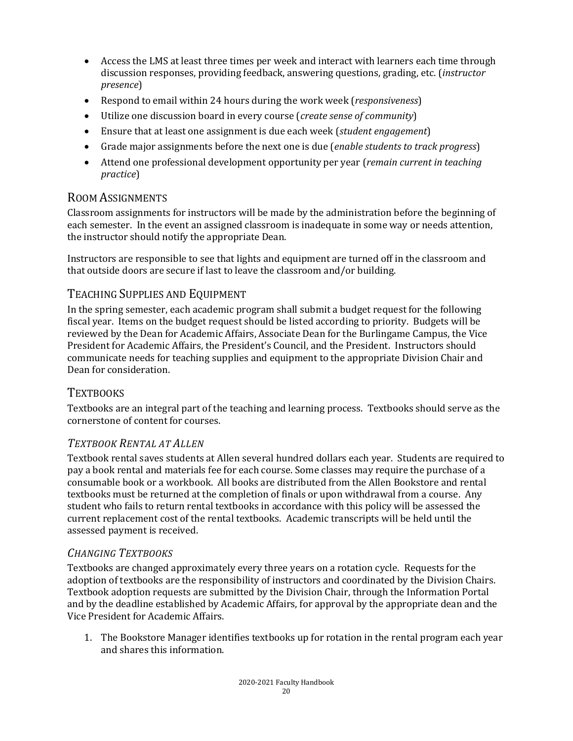- Access the LMS at least three times per week and interact with learners each time through discussion responses, providing feedback, answering questions, grading, etc. (*instructor presence*)
- Respond to email within 24 hours during the work week (*responsiveness*)
- Utilize one discussion board in every course (*create sense of community*)
- Ensure that at least one assignment is due each week (*student engagement*)
- Grade major assignments before the next one is due (*enable students to track progress*)
- Attend one professional development opportunity per year (*remain current in teaching practice*)

## Room Assignments

Classroom assignments for instructors will be made by the administration before the beginning of each semester. In the event an assigned classroom is inadequate in some way or needs attention, the instructor should notify the appropriate Dean.

Instructors are responsible to see that lights and equipment are turned off in the classroom and that outside doors are secure if last to leave the classroom and/or building.

## Teaching Supplies and Equipment

In the spring semester, each academic program shall submit a budget request for the following fiscal year. Items on the budget request should be listed according to priority. Budgets will be reviewed by the Dean for Academic Affairs, Associate Dean for the Burlingame Campus, the Vice President for Academic Affairs, the President's Council, and the President. Instructors should communicate needs for teaching supplies and equipment to the appropriate Division Chair and Dean for consideration.

## Textbooks

Textbooks are an integral part of the teaching and learning process. Textbooks should serve as the cornerstone of content for courses.

### *Textbook Rental at Allen*

Textbook rental saves students at Allen several hundred dollars each year. Students are required to pay a book rental and materials fee for each course. Some classes may require the purchase of a consumable book or a workbook. All books are distributed from the Allen Bookstore and rental textbooks must be returned at the completion of finals or upon withdrawal from a course. Any student who fails to return rental textbooks in accordance with this policy will be assessed the current replacement cost of the rental textbooks. Academic transcripts will be held until the assessed payment is received.

### *Changing Textbooks*

Textbooks are changed approximately every three years on a rotation cycle. Requests for the adoption of textbooks are the responsibility of instructors and coordinated by the Division Chairs. Textbook adoption requests are submitted by the Division Chair, through the Information Portal and by the deadline established by Academic Affairs, for approval by the appropriate dean and the Vice President for Academic Affairs.

1. The Bookstore Manager identifies textbooks up for rotation in the rental program each year and shares this information.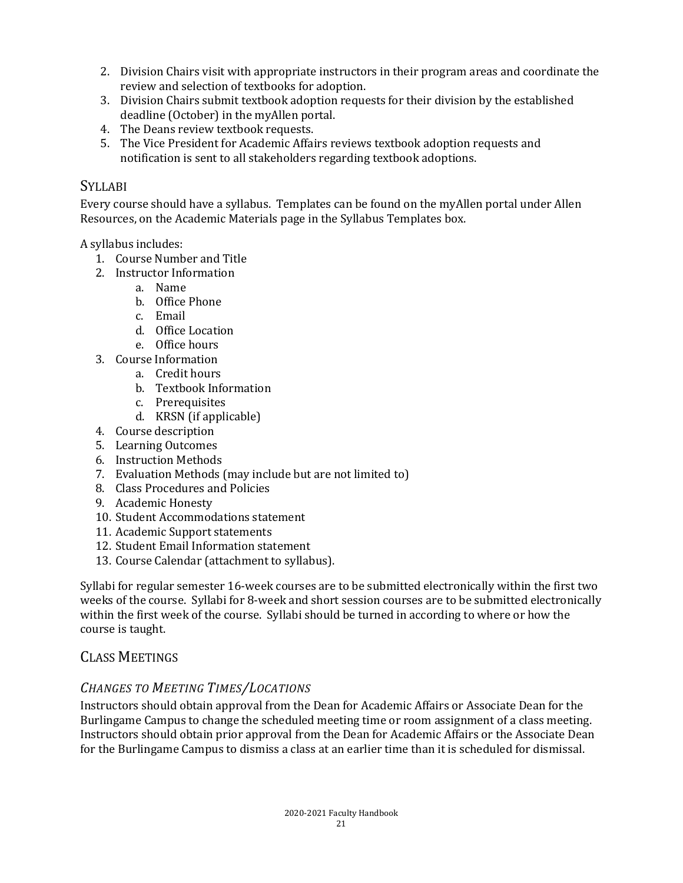2. Division Chairs visit with appropriate instructors in their program areas and coordinate the review and selection of textbooks for adoption.
3. Division Chairs submit textbook adoption requests for their division by the established deadline (October) in the myAllen portal.
4. The Deans review textbook requests.
5. The Vice President for Academic Affairs reviews textbook adoption requests and notification is sent to all stakeholders regarding textbook adoptions.

## Syllabi

Every course should have a syllabus. Templates can be found on the myAllen portal under Allen Resources, on the Academic Materials page in the Syllabus Templates box.

A syllabus includes:

1. Course Number and Title
2. Instructor Information
    a. Name
    b. Office Phone
    c. Email
    d. Office Location
    e. Office hours
3. Course Information
    a. Credit hours
    b. Textbook Information
    c. Prerequisites
    d. KRSN (if applicable)
4. Course description
5. Learning Outcomes
6. Instruction Methods
7. Evaluation Methods (may include but are not limited to)
8. Class Procedures and Policies
9. Academic Honesty
10. Student Accommodations statement
11. Academic Support statements
12. Student Email Information statement
13. Course Calendar (attachment to syllabus).

Syllabi for regular semester 16-week courses are to be submitted electronically within the first two weeks of the course. Syllabi for 8-week and short session courses are to be submitted electronically within the first week of the course. Syllabi should be turned in according to where or how the course is taught.

## Class Meetings

### *Changes to Meeting Times/Locations*

Instructors should obtain approval from the Dean for Academic Affairs or Associate Dean for the Burlingame Campus to change the scheduled meeting time or room assignment of a class meeting. Instructors should obtain prior approval from the Dean for Academic Affairs or the Associate Dean for the Burlingame Campus to dismiss a class at an earlier time than it is scheduled for dismissal.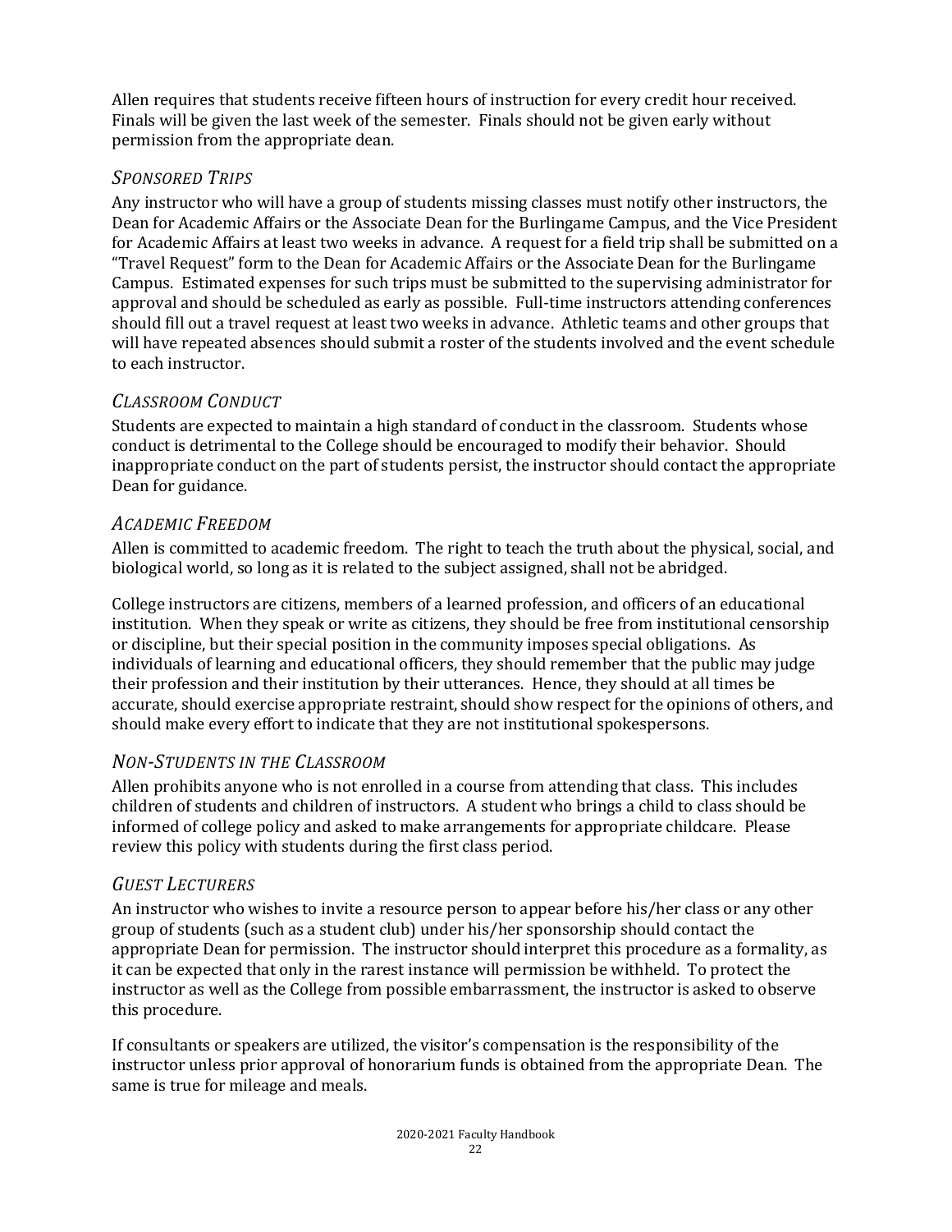Allen requires that students receive fifteen hours of instruction for every credit hour received. Finals will be given the last week of the semester. Finals should not be given early without permission from the appropriate dean.

### *Sponsored Trips*

Any instructor who will have a group of students missing classes must notify other instructors, the Dean for Academic Affairs or the Associate Dean for the Burlingame Campus, and the Vice President for Academic Affairs at least two weeks in advance. A request for a field trip shall be submitted on a "Travel Request" form to the Dean for Academic Affairs or the Associate Dean for the Burlingame Campus. Estimated expenses for such trips must be submitted to the supervising administrator for approval and should be scheduled as early as possible. Full-time instructors attending conferences should fill out a travel request at least two weeks in advance. Athletic teams and other groups that will have repeated absences should submit a roster of the students involved and the event schedule to each instructor.

### *Classroom Conduct*

Students are expected to maintain a high standard of conduct in the classroom. Students whose conduct is detrimental to the College should be encouraged to modify their behavior. Should inappropriate conduct on the part of students persist, the instructor should contact the appropriate Dean for guidance.

### *Academic Freedom*

Allen is committed to academic freedom. The right to teach the truth about the physical, social, and biological world, so long as it is related to the subject assigned, shall not be abridged.

College instructors are citizens, members of a learned profession, and officers of an educational institution. When they speak or write as citizens, they should be free from institutional censorship or discipline, but their special position in the community imposes special obligations. As individuals of learning and educational officers, they should remember that the public may judge their profession and their institution by their utterances. Hence, they should at all times be accurate, should exercise appropriate restraint, should show respect for the opinions of others, and should make every effort to indicate that they are not institutional spokespersons.

### *Non-Students in the Classroom*

Allen prohibits anyone who is not enrolled in a course from attending that class. This includes children of students and children of instructors. A student who brings a child to class should be informed of college policy and asked to make arrangements for appropriate childcare. Please review this policy with students during the first class period.

### *Guest Lecturers*

An instructor who wishes to invite a resource person to appear before his/her class or any other group of students (such as a student club) under his/her sponsorship should contact the appropriate Dean for permission. The instructor should interpret this procedure as a formality, as it can be expected that only in the rarest instance will permission be withheld. To protect the instructor as well as the College from possible embarrassment, the instructor is asked to observe this procedure.

If consultants or speakers are utilized, the visitor's compensation is the responsibility of the instructor unless prior approval of honorarium funds is obtained from the appropriate Dean. The same is true for mileage and meals.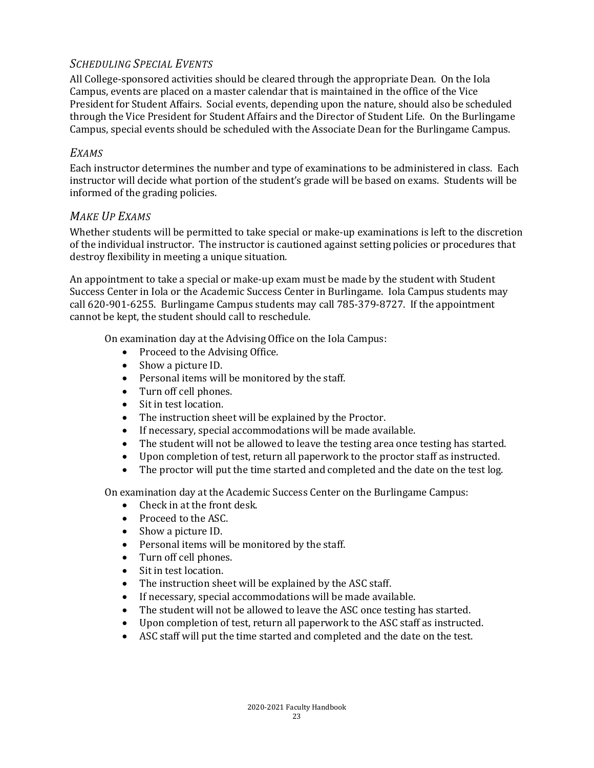### *SCHEDULING SPECIAL EVENTS*

All College-sponsored activities should be cleared through the appropriate Dean. On the Iola Campus, events are placed on a master calendar that is maintained in the office of the Vice President for Student Affairs. Social events, depending upon the nature, should also be scheduled through the Vice President for Student Affairs and the Director of Student Life. On the Burlingame Campus, special events should be scheduled with the Associate Dean for the Burlingame Campus.

### *EXAMS*

Each instructor determines the number and type of examinations to be administered in class. Each instructor will decide what portion of the student's grade will be based on exams. Students will be informed of the grading policies.

### *MAKE UP EXAMS*

Whether students will be permitted to take special or make-up examinations is left to the discretion of the individual instructor. The instructor is cautioned against setting policies or procedures that destroy flexibility in meeting a unique situation.

An appointment to take a special or make-up exam must be made by the student with Student Success Center in Iola or the Academic Success Center in Burlingame. Iola Campus students may call 620-901-6255. Burlingame Campus students may call 785-379-8727. If the appointment cannot be kept, the student should call to reschedule.

On examination day at the Advising Office on the Iola Campus:

- Proceed to the Advising Office.
- Show a picture ID.
- Personal items will be monitored by the staff.
- Turn off cell phones.
- Sit in test location.
- The instruction sheet will be explained by the Proctor.
- If necessary, special accommodations will be made available.
- The student will not be allowed to leave the testing area once testing has started.
- Upon completion of test, return all paperwork to the proctor staff as instructed.
- The proctor will put the time started and completed and the date on the test log.

On examination day at the Academic Success Center on the Burlingame Campus:

- Check in at the front desk.
- Proceed to the ASC.
- Show a picture ID.
- Personal items will be monitored by the staff.
- Turn off cell phones.
- Sit in test location.
- The instruction sheet will be explained by the ASC staff.
- If necessary, special accommodations will be made available.
- The student will not be allowed to leave the ASC once testing has started.
- Upon completion of test, return all paperwork to the ASC staff as instructed.
- ASC staff will put the time started and completed and the date on the test.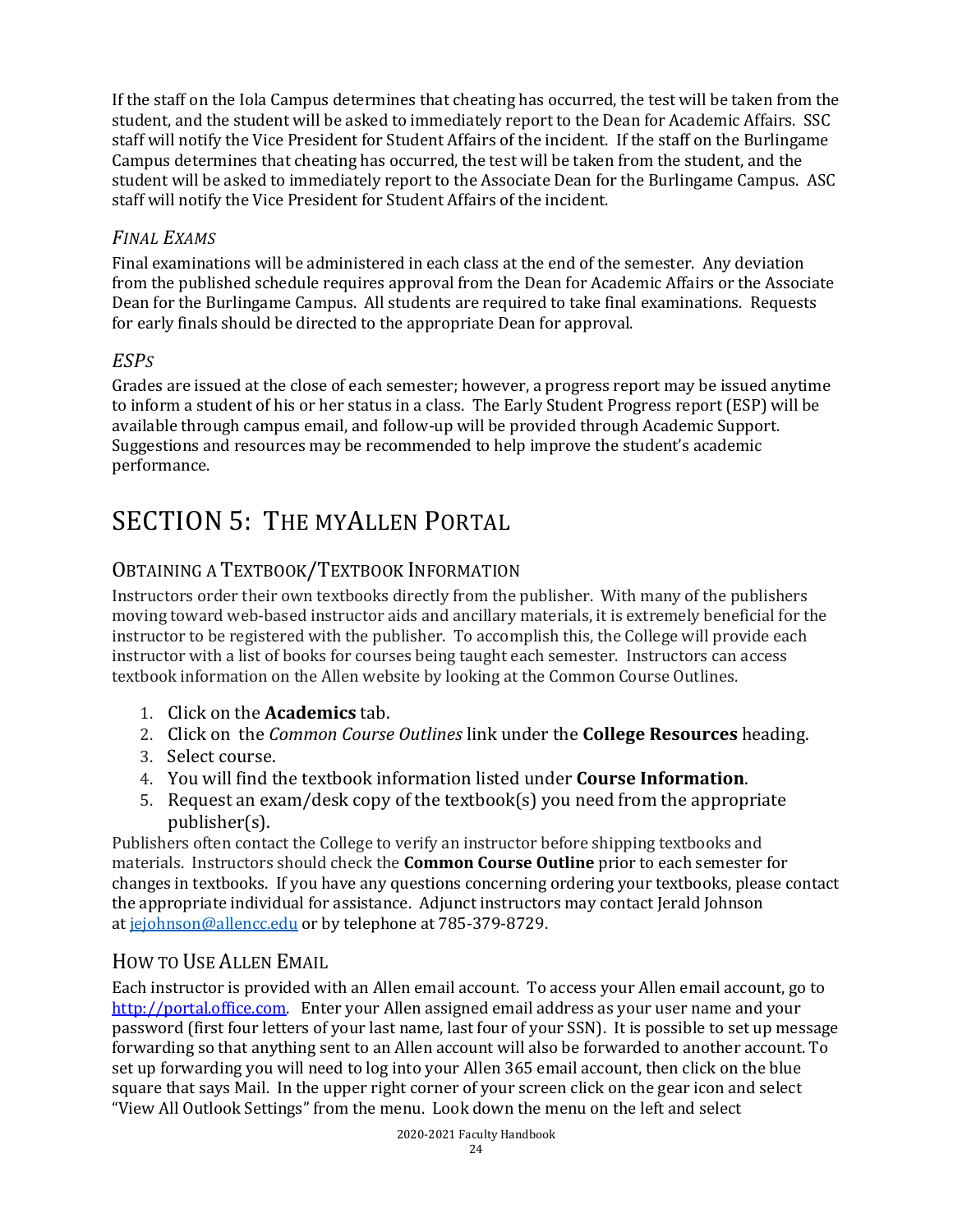If the staff on the Iola Campus determines that cheating has occurred, the test will be taken from the student, and the student will be asked to immediately report to the Dean for Academic Affairs. SSC staff will notify the Vice President for Student Affairs of the incident. If the staff on the Burlingame Campus determines that cheating has occurred, the test will be taken from the student, and the student will be asked to immediately report to the Associate Dean for the Burlingame Campus. ASC staff will notify the Vice President for Student Affairs of the incident.

### *Final Exams*

Final examinations will be administered in each class at the end of the semester. Any deviation from the published schedule requires approval from the Dean for Academic Affairs or the Associate Dean for the Burlingame Campus. All students are required to take final examinations. Requests for early finals should be directed to the appropriate Dean for approval.

### *ESPs*

Grades are issued at the close of each semester; however, a progress report may be issued anytime to inform a student of his or her status in a class. The Early Student Progress report (ESP) will be available through campus email, and follow-up will be provided through Academic Support. Suggestions and resources may be recommended to help improve the student's academic performance.

# SECTION 5: The myAllen Portal

## Obtaining a Textbook/Textbook Information

Instructors order their own textbooks directly from the publisher. With many of the publishers moving toward web-based instructor aids and ancillary materials, it is extremely beneficial for the instructor to be registered with the publisher. To accomplish this, the College will provide each instructor with a list of books for courses being taught each semester. Instructors can access textbook information on the Allen website by looking at the Common Course Outlines.

1. Click on the **Academics** tab.
2. Click on the *Common Course Outlines* link under the **College Resources** heading.
3. Select course.
4. You will find the textbook information listed under **Course Information**.
5. Request an exam/desk copy of the textbook(s) you need from the appropriate publisher(s).

Publishers often contact the College to verify an instructor before shipping textbooks and materials. Instructors should check the **Common Course Outline** prior to each semester for changes in textbooks. If you have any questions concerning ordering your textbooks, please contact the appropriate individual for assistance. Adjunct instructors may contact Jerald Johnson at jejohnson@allencc.edu or by telephone at 785-379-8729.

## How to Use Allen Email

Each instructor is provided with an Allen email account. To access your Allen email account, go to http://portal.office.com. Enter your Allen assigned email address as your user name and your password (first four letters of your last name, last four of your SSN). It is possible to set up message forwarding so that anything sent to an Allen account will also be forwarded to another account. To set up forwarding you will need to log into your Allen 365 email account, then click on the blue square that says Mail. In the upper right corner of your screen click on the gear icon and select "View All Outlook Settings" from the menu. Look down the menu on the left and select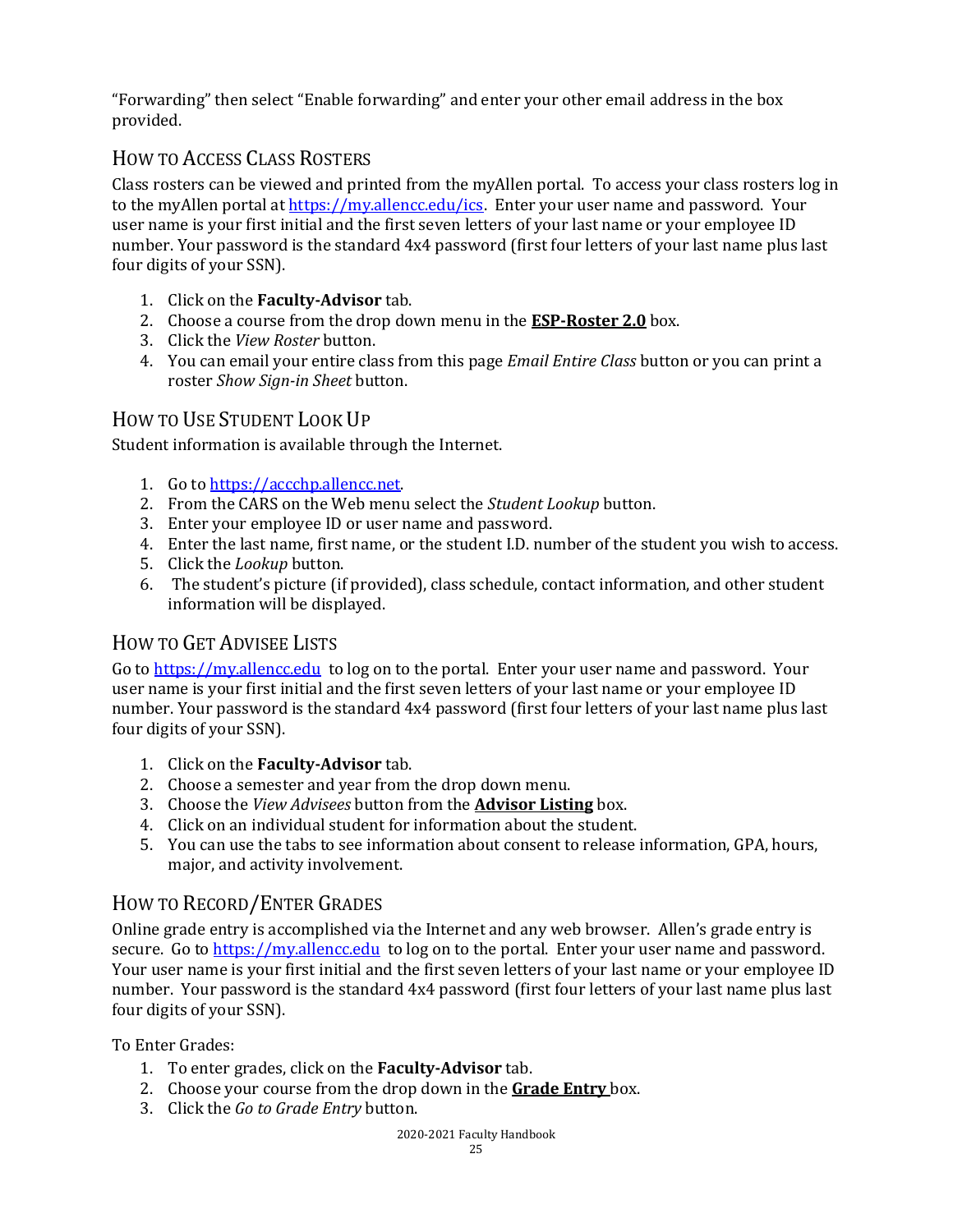"Forwarding" then select "Enable forwarding" and enter your other email address in the box provided.

## How to Access Class Rosters

Class rosters can be viewed and printed from the myAllen portal. To access your class rosters log in to the myAllen portal at https://my.allencc.edu/ics. Enter your user name and password. Your user name is your first initial and the first seven letters of your last name or your employee ID number. Your password is the standard 4x4 password (first four letters of your last name plus last four digits of your SSN).

1. Click on the **Faculty-Advisor** tab.
2. Choose a course from the drop down menu in the **ESP-Roster 2.0** box.
3. Click the *View Roster* button.
4. You can email your entire class from this page *Email Entire Class* button or you can print a roster *Show Sign-in Sheet* button.

## How to Use Student Look Up

Student information is available through the Internet.

1. Go to https://accchp.allencc.net.
2. From the CARS on the Web menu select the *Student Lookup* button.
3. Enter your employee ID or user name and password.
4. Enter the last name, first name, or the student I.D. number of the student you wish to access.
5. Click the *Lookup* button.
6. The student's picture (if provided), class schedule, contact information, and other student information will be displayed.

## How to Get Advisee Lists

Go to https://my.allencc.edu to log on to the portal. Enter your user name and password. Your user name is your first initial and the first seven letters of your last name or your employee ID number. Your password is the standard 4x4 password (first four letters of your last name plus last four digits of your SSN).

1. Click on the **Faculty-Advisor** tab.
2. Choose a semester and year from the drop down menu.
3. Choose the *View Advisees* button from the **Advisor Listing** box.
4. Click on an individual student for information about the student.
5. You can use the tabs to see information about consent to release information, GPA, hours, major, and activity involvement.

## How to Record/Enter Grades

Online grade entry is accomplished via the Internet and any web browser. Allen's grade entry is secure. Go to https://my.allencc.edu to log on to the portal. Enter your user name and password. Your user name is your first initial and the first seven letters of your last name or your employee ID number. Your password is the standard 4x4 password (first four letters of your last name plus last four digits of your SSN).

To Enter Grades:

1. To enter grades, click on the **Faculty-Advisor** tab.
2. Choose your course from the drop down in the **Grade Entry** box.
3. Click the *Go to Grade Entry* button.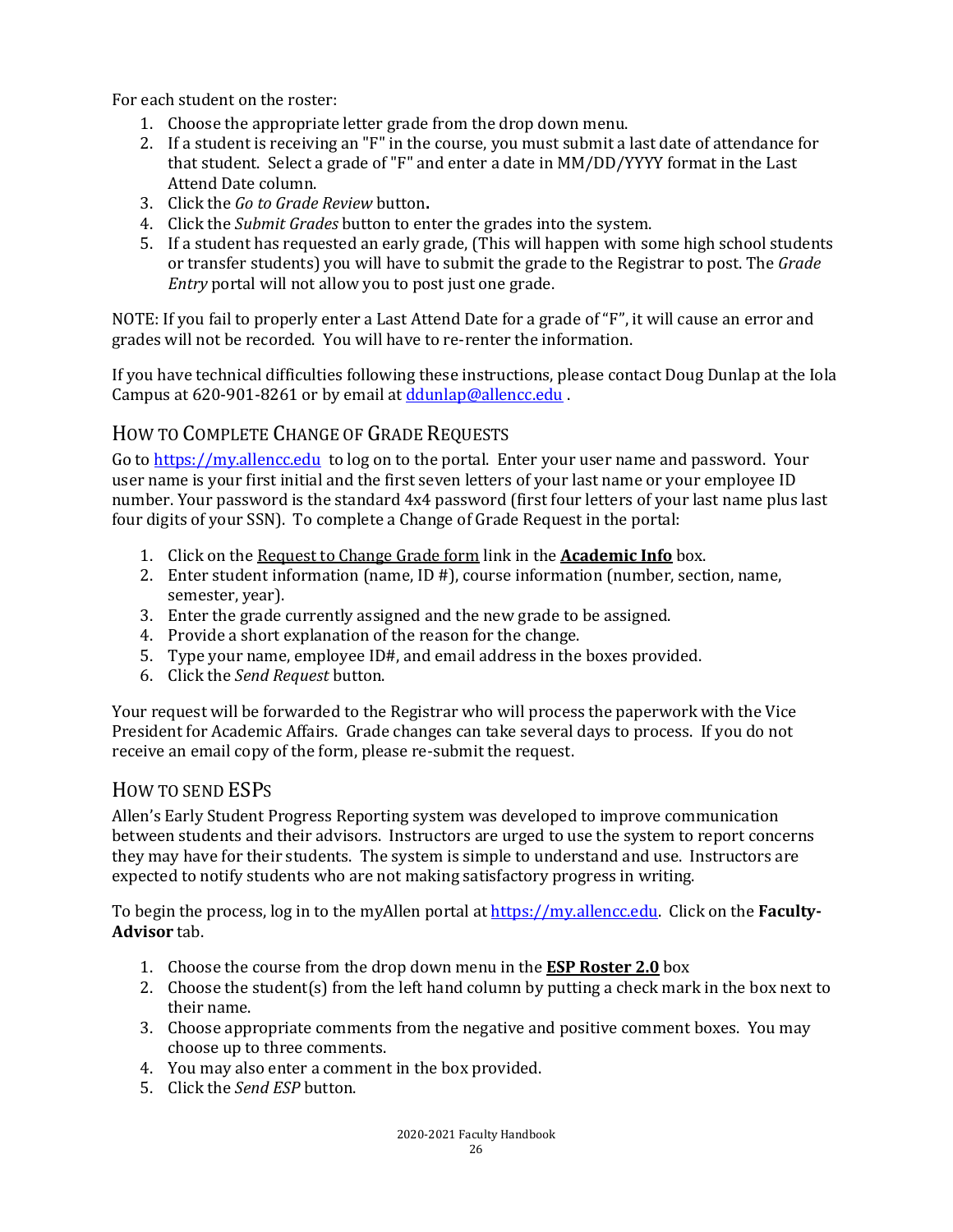For each student on the roster:

1. Choose the appropriate letter grade from the drop down menu.
2. If a student is receiving an "F" in the course, you must submit a last date of attendance for that student. Select a grade of "F" and enter a date in MM/DD/YYYY format in the Last Attend Date column.
3. Click the *Go to Grade Review* button**.**
4. Click the *Submit Grades* button to enter the grades into the system.
5. If a student has requested an early grade, (This will happen with some high school students or transfer students) you will have to submit the grade to the Registrar to post. The *Grade Entry* portal will not allow you to post just one grade.

NOTE: If you fail to properly enter a Last Attend Date for a grade of "F", it will cause an error and grades will not be recorded. You will have to re-renter the information.

If you have technical difficulties following these instructions, please contact Doug Dunlap at the Iola Campus at 620-901-8261 or by email at ddunlap@allencc.edu .

## How to Complete Change of Grade Requests

Go to https://my.allencc.edu to log on to the portal. Enter your user name and password. Your user name is your first initial and the first seven letters of your last name or your employee ID number. Your password is the standard 4x4 password (first four letters of your last name plus last four digits of your SSN). To complete a Change of Grade Request in the portal:

1. Click on the Request to Change Grade form link in the **Academic Info** box.
2. Enter student information (name, ID #), course information (number, section, name, semester, year).
3. Enter the grade currently assigned and the new grade to be assigned.
4. Provide a short explanation of the reason for the change.
5. Type your name, employee ID#, and email address in the boxes provided.
6. Click the *Send Request* button.

Your request will be forwarded to the Registrar who will process the paperwork with the Vice President for Academic Affairs. Grade changes can take several days to process. If you do not receive an email copy of the form, please re-submit the request.

## How to send ESPs

Allen's Early Student Progress Reporting system was developed to improve communication between students and their advisors. Instructors are urged to use the system to report concerns they may have for their students. The system is simple to understand and use. Instructors are expected to notify students who are not making satisfactory progress in writing.

To begin the process, log in to the myAllen portal at https://my.allencc.edu. Click on the **Faculty-Advisor** tab.

1. Choose the course from the drop down menu in the **ESP Roster 2.0** box
2. Choose the student(s) from the left hand column by putting a check mark in the box next to their name.
3. Choose appropriate comments from the negative and positive comment boxes. You may choose up to three comments.
4. You may also enter a comment in the box provided.
5. Click the *Send ESP* button.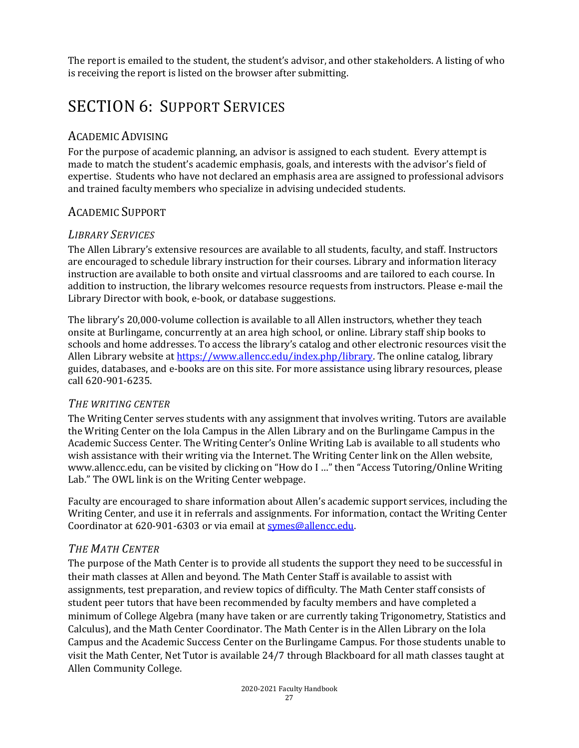The report is emailed to the student, the student's advisor, and other stakeholders. A listing of who is receiving the report is listed on the browser after submitting.

# SECTION 6: SUPPORT SERVICES

## ACADEMIC ADVISING

For the purpose of academic planning, an advisor is assigned to each student. Every attempt is made to match the student's academic emphasis, goals, and interests with the advisor's field of expertise. Students who have not declared an emphasis area are assigned to professional advisors and trained faculty members who specialize in advising undecided students.

## ACADEMIC SUPPORT

### *LIBRARY SERVICES*

The Allen Library's extensive resources are available to all students, faculty, and staff. Instructors are encouraged to schedule library instruction for their courses. Library and information literacy instruction are available to both onsite and virtual classrooms and are tailored to each course. In addition to instruction, the library welcomes resource requests from instructors. Please e-mail the Library Director with book, e-book, or database suggestions.

The library's 20,000-volume collection is available to all Allen instructors, whether they teach onsite at Burlingame, concurrently at an area high school, or online. Library staff ship books to schools and home addresses. To access the library's catalog and other electronic resources visit the Allen Library website at https://www.allencc.edu/index.php/library. The online catalog, library guides, databases, and e-books are on this site. For more assistance using library resources, please call 620-901-6235.

### *THE WRITING CENTER*

The Writing Center serves students with any assignment that involves writing. Tutors are available the Writing Center on the Iola Campus in the Allen Library and on the Burlingame Campus in the Academic Success Center. The Writing Center's Online Writing Lab is available to all students who wish assistance with their writing via the Internet. The Writing Center link on the Allen website, www.allencc.edu, can be visited by clicking on "How do I …" then "Access Tutoring/Online Writing Lab." The OWL link is on the Writing Center webpage.

Faculty are encouraged to share information about Allen's academic support services, including the Writing Center, and use it in referrals and assignments. For information, contact the Writing Center Coordinator at 620-901-6303 or via email at symes@allencc.edu.

### *THE MATH CENTER*

The purpose of the Math Center is to provide all students the support they need to be successful in their math classes at Allen and beyond. The Math Center Staff is available to assist with assignments, test preparation, and review topics of difficulty. The Math Center staff consists of student peer tutors that have been recommended by faculty members and have completed a minimum of College Algebra (many have taken or are currently taking Trigonometry, Statistics and Calculus), and the Math Center Coordinator. The Math Center is in the Allen Library on the Iola Campus and the Academic Success Center on the Burlingame Campus. For those students unable to visit the Math Center, Net Tutor is available 24/7 through Blackboard for all math classes taught at Allen Community College.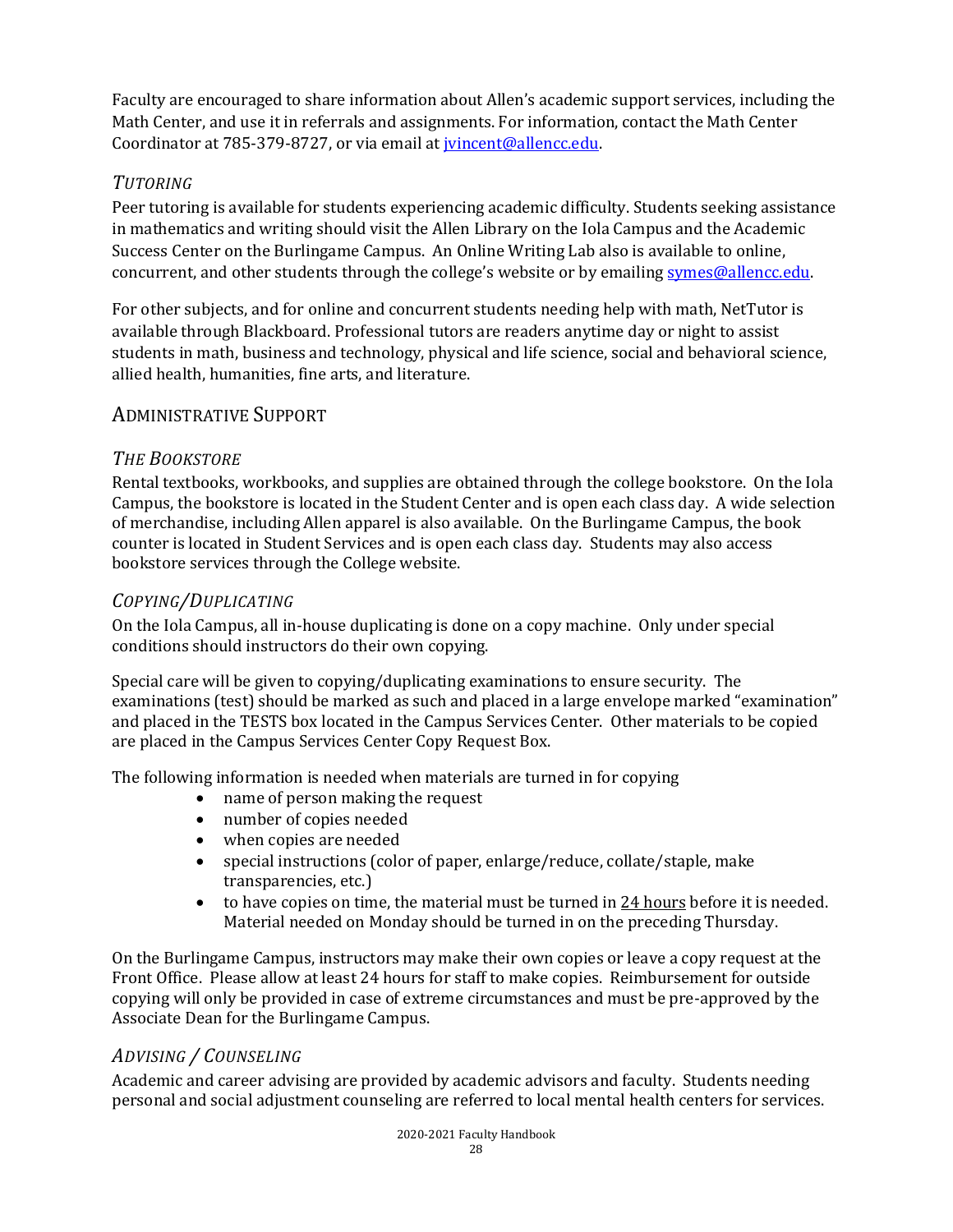Faculty are encouraged to share information about Allen's academic support services, including the Math Center, and use it in referrals and assignments. For information, contact the Math Center Coordinator at 785-379-8727, or via email at [jvincent@allencc.edu](mailto:jvincent@allencc.edu).

### *Tutoring*

Peer tutoring is available for students experiencing academic difficulty. Students seeking assistance in mathematics and writing should visit the Allen Library on the Iola Campus and the Academic Success Center on the Burlingame Campus. An Online Writing Lab also is available to online, concurrent, and other students through the college's website or by emailing [symes@allencc.edu](mailto:symes@allencc.edu).

For other subjects, and for online and concurrent students needing help with math, NetTutor is available through Blackboard. Professional tutors are readers anytime day or night to assist students in math, business and technology, physical and life science, social and behavioral science, allied health, humanities, fine arts, and literature.

## Administrative Support

### *The Bookstore*

Rental textbooks, workbooks, and supplies are obtained through the college bookstore. On the Iola Campus, the bookstore is located in the Student Center and is open each class day. A wide selection of merchandise, including Allen apparel is also available. On the Burlingame Campus, the book counter is located in Student Services and is open each class day. Students may also access bookstore services through the College website.

### *Copying/Duplicating*

On the Iola Campus, all in-house duplicating is done on a copy machine. Only under special conditions should instructors do their own copying.

Special care will be given to copying/duplicating examinations to ensure security. The examinations (test) should be marked as such and placed in a large envelope marked "examination" and placed in the TESTS box located in the Campus Services Center. Other materials to be copied are placed in the Campus Services Center Copy Request Box.

The following information is needed when materials are turned in for copying

- name of person making the request
- number of copies needed
- when copies are needed
- special instructions (color of paper, enlarge/reduce, collate/staple, make transparencies, etc.)
- to have copies on time, the material must be turned in <u>24 hours</u> before it is needed. Material needed on Monday should be turned in on the preceding Thursday.

On the Burlingame Campus, instructors may make their own copies or leave a copy request at the Front Office. Please allow at least 24 hours for staff to make copies. Reimbursement for outside copying will only be provided in case of extreme circumstances and must be pre-approved by the Associate Dean for the Burlingame Campus.

### *Advising / Counseling*

Academic and career advising are provided by academic advisors and faculty. Students needing personal and social adjustment counseling are referred to local mental health centers for services.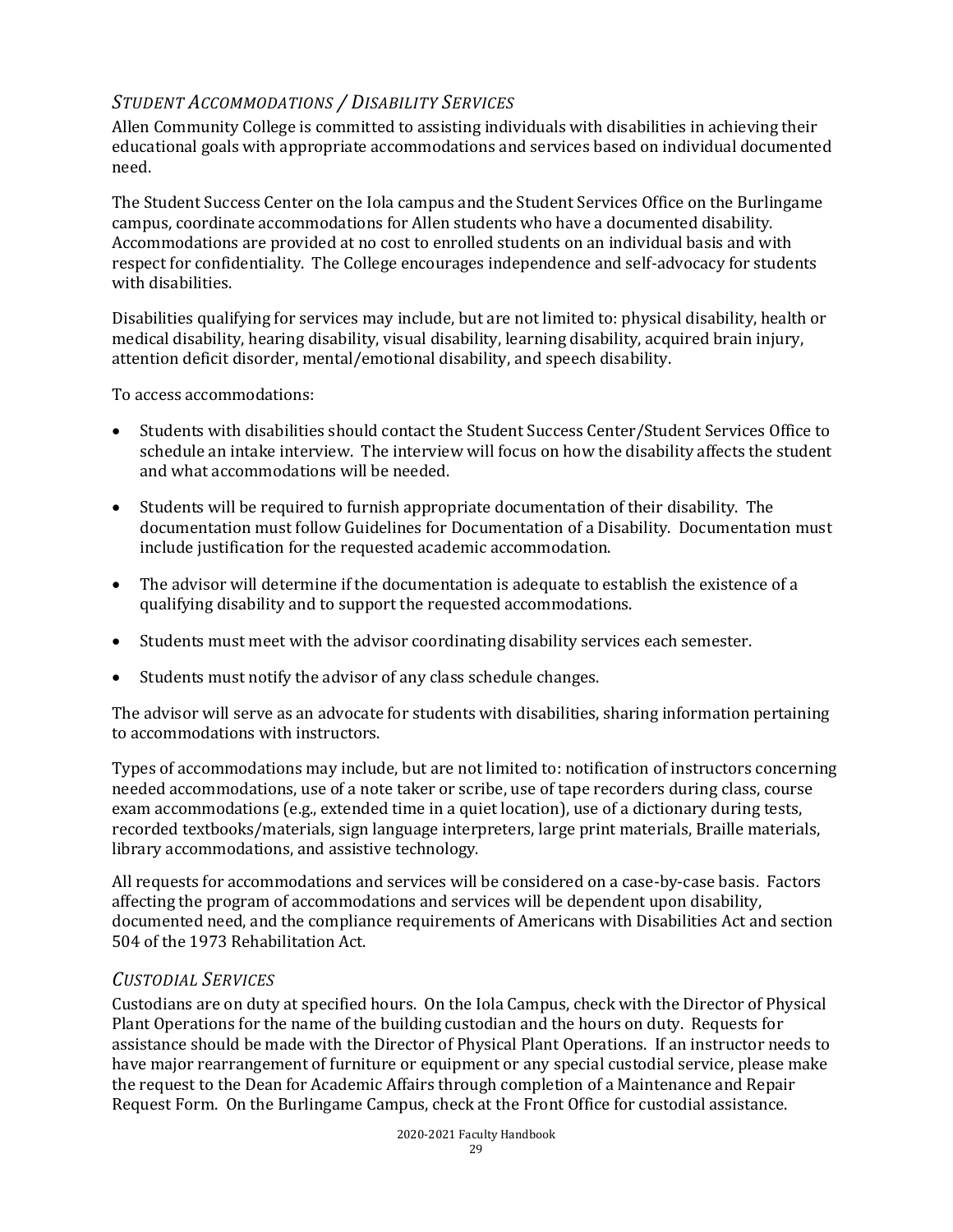## *STUDENT ACCOMMODATIONS / DISABILITY SERVICES*

Allen Community College is committed to assisting individuals with disabilities in achieving their educational goals with appropriate accommodations and services based on individual documented need.

The Student Success Center on the Iola campus and the Student Services Office on the Burlingame campus, coordinate accommodations for Allen students who have a documented disability. Accommodations are provided at no cost to enrolled students on an individual basis and with respect for confidentiality. The College encourages independence and self-advocacy for students with disabilities.

Disabilities qualifying for services may include, but are not limited to: physical disability, health or medical disability, hearing disability, visual disability, learning disability, acquired brain injury, attention deficit disorder, mental/emotional disability, and speech disability.

To access accommodations:

- Students with disabilities should contact the Student Success Center/Student Services Office to schedule an intake interview. The interview will focus on how the disability affects the student and what accommodations will be needed.
- Students will be required to furnish appropriate documentation of their disability. The documentation must follow Guidelines for Documentation of a Disability. Documentation must include justification for the requested academic accommodation.
- The advisor will determine if the documentation is adequate to establish the existence of a qualifying disability and to support the requested accommodations.
- Students must meet with the advisor coordinating disability services each semester.
- Students must notify the advisor of any class schedule changes.

The advisor will serve as an advocate for students with disabilities, sharing information pertaining to accommodations with instructors.

Types of accommodations may include, but are not limited to: notification of instructors concerning needed accommodations, use of a note taker or scribe, use of tape recorders during class, course exam accommodations (e.g., extended time in a quiet location), use of a dictionary during tests, recorded textbooks/materials, sign language interpreters, large print materials, Braille materials, library accommodations, and assistive technology.

All requests for accommodations and services will be considered on a case-by-case basis. Factors affecting the program of accommodations and services will be dependent upon disability, documented need, and the compliance requirements of Americans with Disabilities Act and section 504 of the 1973 Rehabilitation Act.

## *CUSTODIAL SERVICES*

Custodians are on duty at specified hours. On the Iola Campus, check with the Director of Physical Plant Operations for the name of the building custodian and the hours on duty. Requests for assistance should be made with the Director of Physical Plant Operations. If an instructor needs to have major rearrangement of furniture or equipment or any special custodial service, please make the request to the Dean for Academic Affairs through completion of a Maintenance and Repair Request Form. On the Burlingame Campus, check at the Front Office for custodial assistance.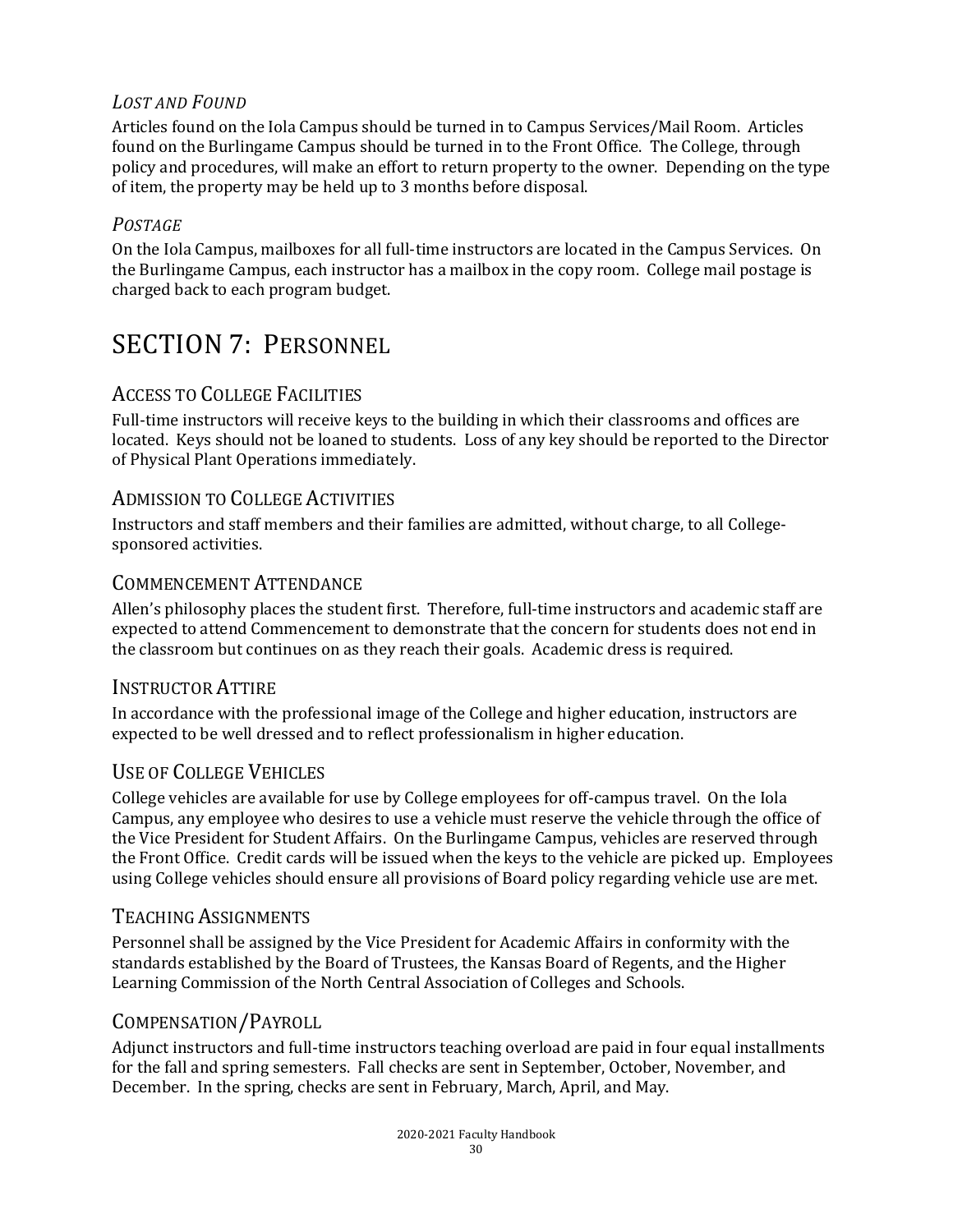### *Lost and Found*

Articles found on the Iola Campus should be turned in to Campus Services/Mail Room. Articles found on the Burlingame Campus should be turned in to the Front Office. The College, through policy and procedures, will make an effort to return property to the owner. Depending on the type of item, the property may be held up to 3 months before disposal.

### *Postage*

On the Iola Campus, mailboxes for all full-time instructors are located in the Campus Services. On the Burlingame Campus, each instructor has a mailbox in the copy room. College mail postage is charged back to each program budget.

# SECTION 7: Personnel

## Access to College Facilities

Full-time instructors will receive keys to the building in which their classrooms and offices are located. Keys should not be loaned to students. Loss of any key should be reported to the Director of Physical Plant Operations immediately.

## Admission to College Activities

Instructors and staff members and their families are admitted, without charge, to all College-sponsored activities.

## Commencement Attendance

Allen's philosophy places the student first. Therefore, full-time instructors and academic staff are expected to attend Commencement to demonstrate that the concern for students does not end in the classroom but continues on as they reach their goals. Academic dress is required.

## Instructor Attire

In accordance with the professional image of the College and higher education, instructors are expected to be well dressed and to reflect professionalism in higher education.

## Use of College Vehicles

College vehicles are available for use by College employees for off-campus travel. On the Iola Campus, any employee who desires to use a vehicle must reserve the vehicle through the office of the Vice President for Student Affairs. On the Burlingame Campus, vehicles are reserved through the Front Office. Credit cards will be issued when the keys to the vehicle are picked up. Employees using College vehicles should ensure all provisions of Board policy regarding vehicle use are met.

## Teaching Assignments

Personnel shall be assigned by the Vice President for Academic Affairs in conformity with the standards established by the Board of Trustees, the Kansas Board of Regents, and the Higher Learning Commission of the North Central Association of Colleges and Schools.

## Compensation/Payroll

Adjunct instructors and full-time instructors teaching overload are paid in four equal installments for the fall and spring semesters. Fall checks are sent in September, October, November, and December. In the spring, checks are sent in February, March, April, and May.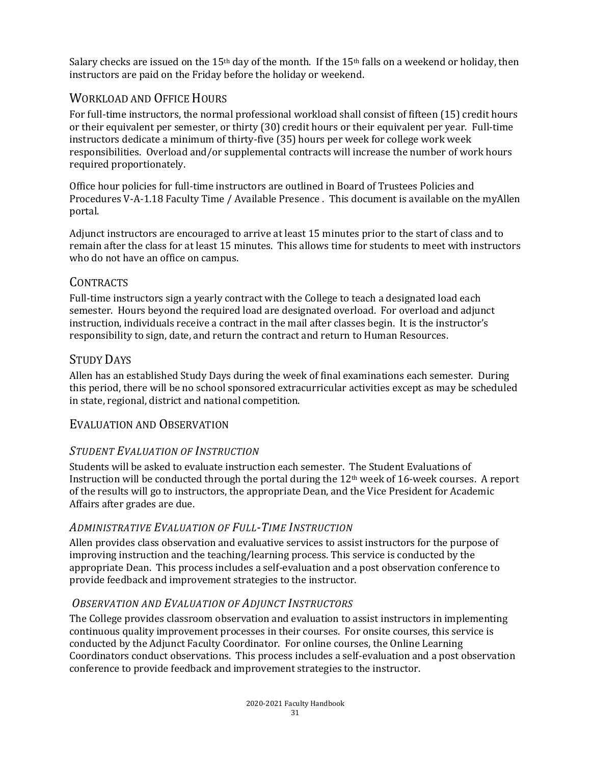Salary checks are issued on the 15th day of the month. If the 15th falls on a weekend or holiday, then instructors are paid on the Friday before the holiday or weekend.

## Workload and Office Hours

For full-time instructors, the normal professional workload shall consist of fifteen (15) credit hours or their equivalent per semester, or thirty (30) credit hours or their equivalent per year. Full-time instructors dedicate a minimum of thirty-five (35) hours per week for college work week responsibilities. Overload and/or supplemental contracts will increase the number of work hours required proportionately.

Office hour policies for full-time instructors are outlined in Board of Trustees Policies and Procedures V-A-1.18 Faculty Time / Available Presence . This document is available on the myAllen portal.

Adjunct instructors are encouraged to arrive at least 15 minutes prior to the start of class and to remain after the class for at least 15 minutes. This allows time for students to meet with instructors who do not have an office on campus.

## Contracts

Full-time instructors sign a yearly contract with the College to teach a designated load each semester. Hours beyond the required load are designated overload. For overload and adjunct instruction, individuals receive a contract in the mail after classes begin. It is the instructor's responsibility to sign, date, and return the contract and return to Human Resources.

## Study Days

Allen has an established Study Days during the week of final examinations each semester. During this period, there will be no school sponsored extracurricular activities except as may be scheduled in state, regional, district and national competition.

## Evaluation and Observation

### *Student Evaluation of Instruction*

Students will be asked to evaluate instruction each semester. The Student Evaluations of Instruction will be conducted through the portal during the 12th week of 16-week courses. A report of the results will go to instructors, the appropriate Dean, and the Vice President for Academic Affairs after grades are due.

### *Administrative Evaluation of Full-Time Instruction*

Allen provides class observation and evaluative services to assist instructors for the purpose of improving instruction and the teaching/learning process. This service is conducted by the appropriate Dean. This process includes a self-evaluation and a post observation conference to provide feedback and improvement strategies to the instructor.

### *Observation and Evaluation of Adjunct Instructors*

The College provides classroom observation and evaluation to assist instructors in implementing continuous quality improvement processes in their courses. For onsite courses, this service is conducted by the Adjunct Faculty Coordinator. For online courses, the Online Learning Coordinators conduct observations. This process includes a self-evaluation and a post observation conference to provide feedback and improvement strategies to the instructor.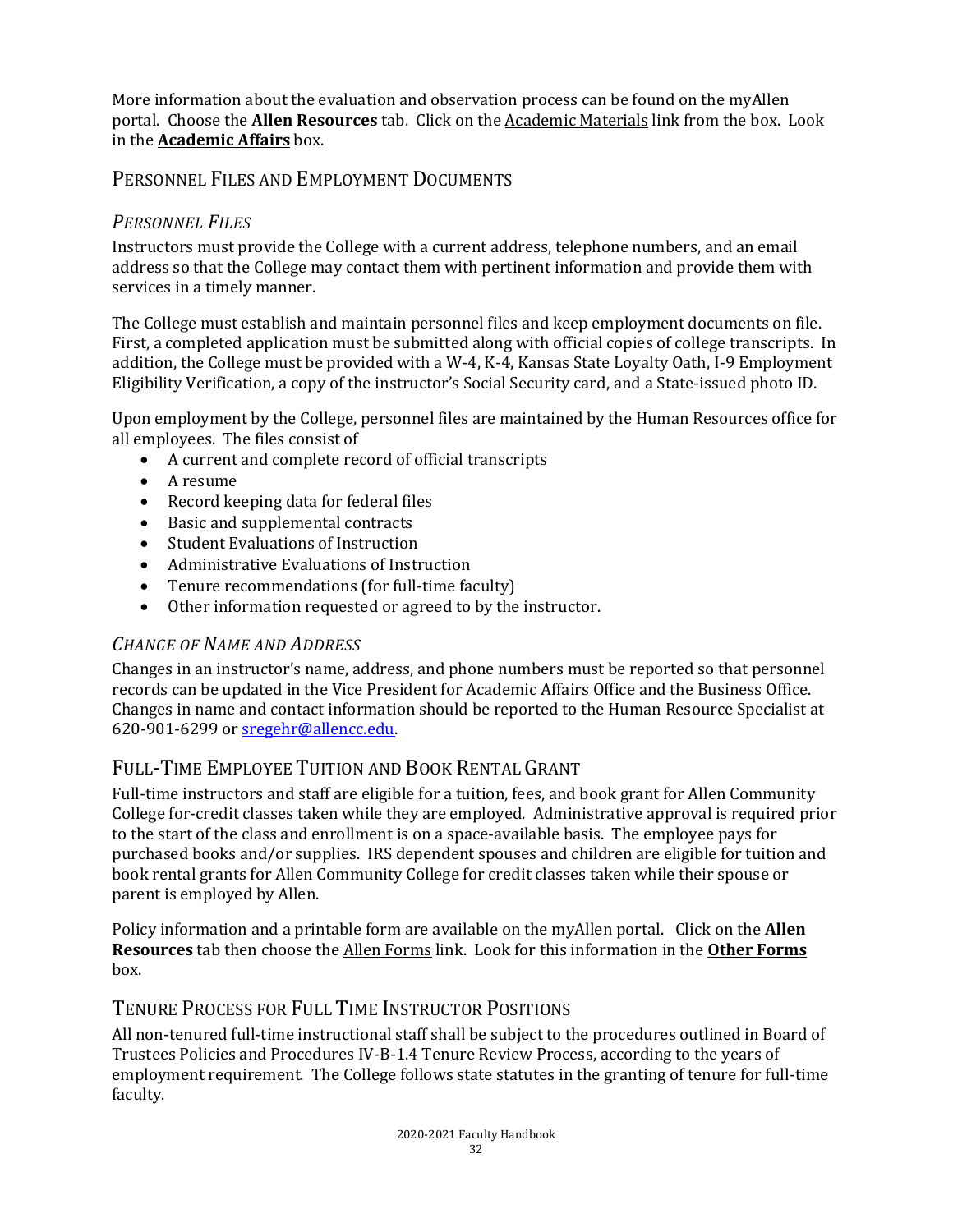More information about the evaluation and observation process can be found on the myAllen portal. Choose the **Allen Resources** tab. Click on the Academic Materials link from the box. Look in the **Academic Affairs** box.

## Personnel Files and Employment Documents

### *Personnel Files*

Instructors must provide the College with a current address, telephone numbers, and an email address so that the College may contact them with pertinent information and provide them with services in a timely manner.

The College must establish and maintain personnel files and keep employment documents on file. First, a completed application must be submitted along with official copies of college transcripts. In addition, the College must be provided with a W-4, K-4, Kansas State Loyalty Oath, I-9 Employment Eligibility Verification, a copy of the instructor's Social Security card, and a State-issued photo ID.

Upon employment by the College, personnel files are maintained by the Human Resources office for all employees. The files consist of

- A current and complete record of official transcripts
- A resume
- Record keeping data for federal files
- Basic and supplemental contracts
- Student Evaluations of Instruction
- Administrative Evaluations of Instruction
- Tenure recommendations (for full-time faculty)
- Other information requested or agreed to by the instructor.

### *Change of Name and Address*

Changes in an instructor's name, address, and phone numbers must be reported so that personnel records can be updated in the Vice President for Academic Affairs Office and the Business Office. Changes in name and contact information should be reported to the Human Resource Specialist at 620-901-6299 or sregehr@allencc.edu.

## Full-Time Employee Tuition and Book Rental Grant

Full-time instructors and staff are eligible for a tuition, fees, and book grant for Allen Community College for-credit classes taken while they are employed. Administrative approval is required prior to the start of the class and enrollment is on a space-available basis. The employee pays for purchased books and/or supplies. IRS dependent spouses and children are eligible for tuition and book rental grants for Allen Community College for credit classes taken while their spouse or parent is employed by Allen.

Policy information and a printable form are available on the myAllen portal. Click on the **Allen Resources** tab then choose the Allen Forms link. Look for this information in the **Other Forms** box.

## Tenure Process for Full Time Instructor Positions

All non-tenured full-time instructional staff shall be subject to the procedures outlined in Board of Trustees Policies and Procedures IV-B-1.4 Tenure Review Process, according to the years of employment requirement. The College follows state statutes in the granting of tenure for full-time faculty.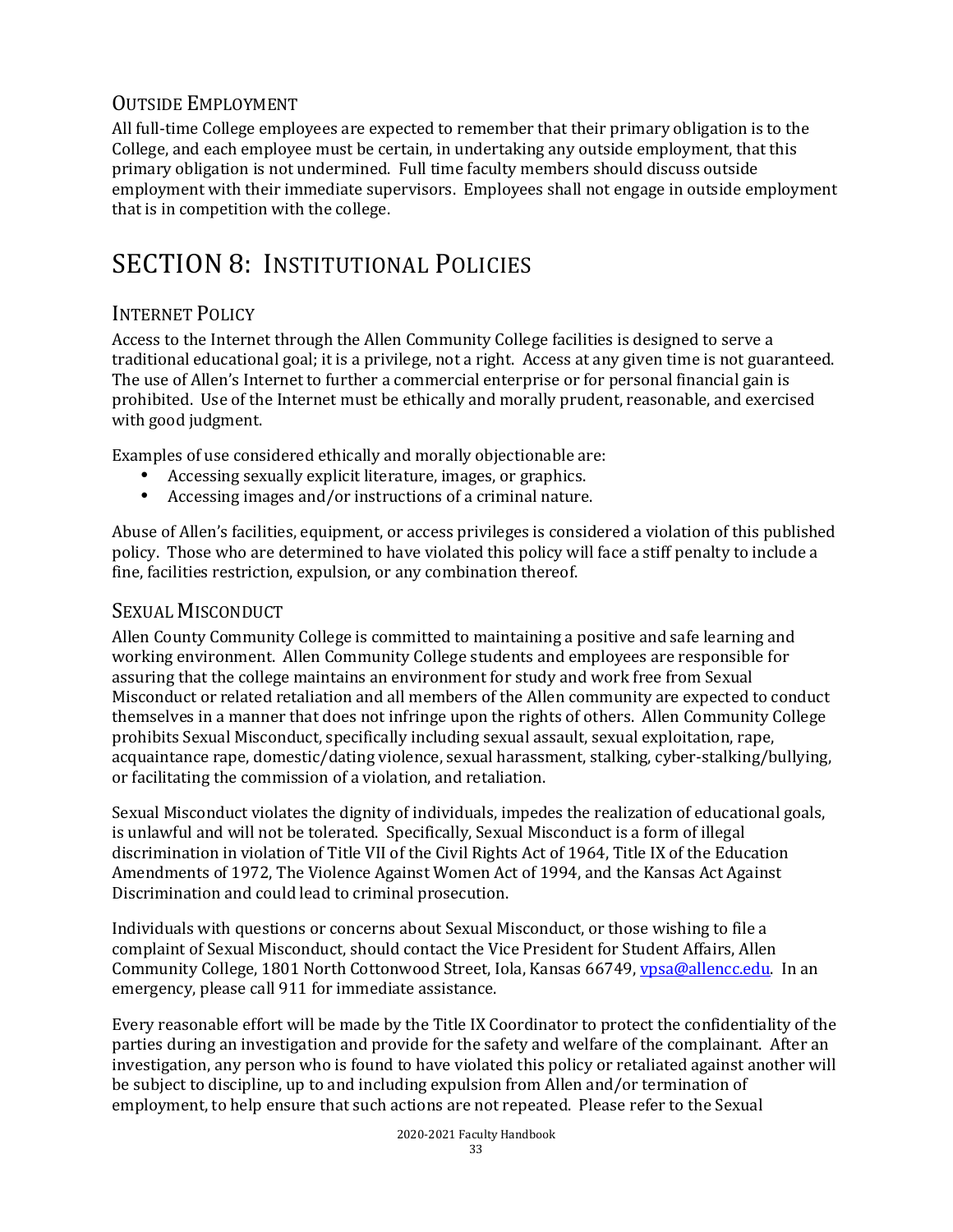## Outside Employment

All full-time College employees are expected to remember that their primary obligation is to the College, and each employee must be certain, in undertaking any outside employment, that this primary obligation is not undermined. Full time faculty members should discuss outside employment with their immediate supervisors. Employees shall not engage in outside employment that is in competition with the college.

# SECTION 8: Institutional Policies

## Internet Policy

Access to the Internet through the Allen Community College facilities is designed to serve a traditional educational goal; it is a privilege, not a right. Access at any given time is not guaranteed. The use of Allen's Internet to further a commercial enterprise or for personal financial gain is prohibited. Use of the Internet must be ethically and morally prudent, reasonable, and exercised with good judgment.

Examples of use considered ethically and morally objectionable are:

- Accessing sexually explicit literature, images, or graphics.
- Accessing images and/or instructions of a criminal nature.

Abuse of Allen's facilities, equipment, or access privileges is considered a violation of this published policy. Those who are determined to have violated this policy will face a stiff penalty to include a fine, facilities restriction, expulsion, or any combination thereof.

## Sexual Misconduct

Allen County Community College is committed to maintaining a positive and safe learning and working environment. Allen Community College students and employees are responsible for assuring that the college maintains an environment for study and work free from Sexual Misconduct or related retaliation and all members of the Allen community are expected to conduct themselves in a manner that does not infringe upon the rights of others. Allen Community College prohibits Sexual Misconduct, specifically including sexual assault, sexual exploitation, rape, acquaintance rape, domestic/dating violence, sexual harassment, stalking, cyber-stalking/bullying, or facilitating the commission of a violation, and retaliation.

Sexual Misconduct violates the dignity of individuals, impedes the realization of educational goals, is unlawful and will not be tolerated. Specifically, Sexual Misconduct is a form of illegal discrimination in violation of Title VII of the Civil Rights Act of 1964, Title IX of the Education Amendments of 1972, The Violence Against Women Act of 1994, and the Kansas Act Against Discrimination and could lead to criminal prosecution.

Individuals with questions or concerns about Sexual Misconduct, or those wishing to file a complaint of Sexual Misconduct, should contact the Vice President for Student Affairs, Allen Community College, 1801 North Cottonwood Street, Iola, Kansas 66749, vpsa@allencc.edu. In an emergency, please call 911 for immediate assistance.

Every reasonable effort will be made by the Title IX Coordinator to protect the confidentiality of the parties during an investigation and provide for the safety and welfare of the complainant. After an investigation, any person who is found to have violated this policy or retaliated against another will be subject to discipline, up to and including expulsion from Allen and/or termination of employment, to help ensure that such actions are not repeated. Please refer to the Sexual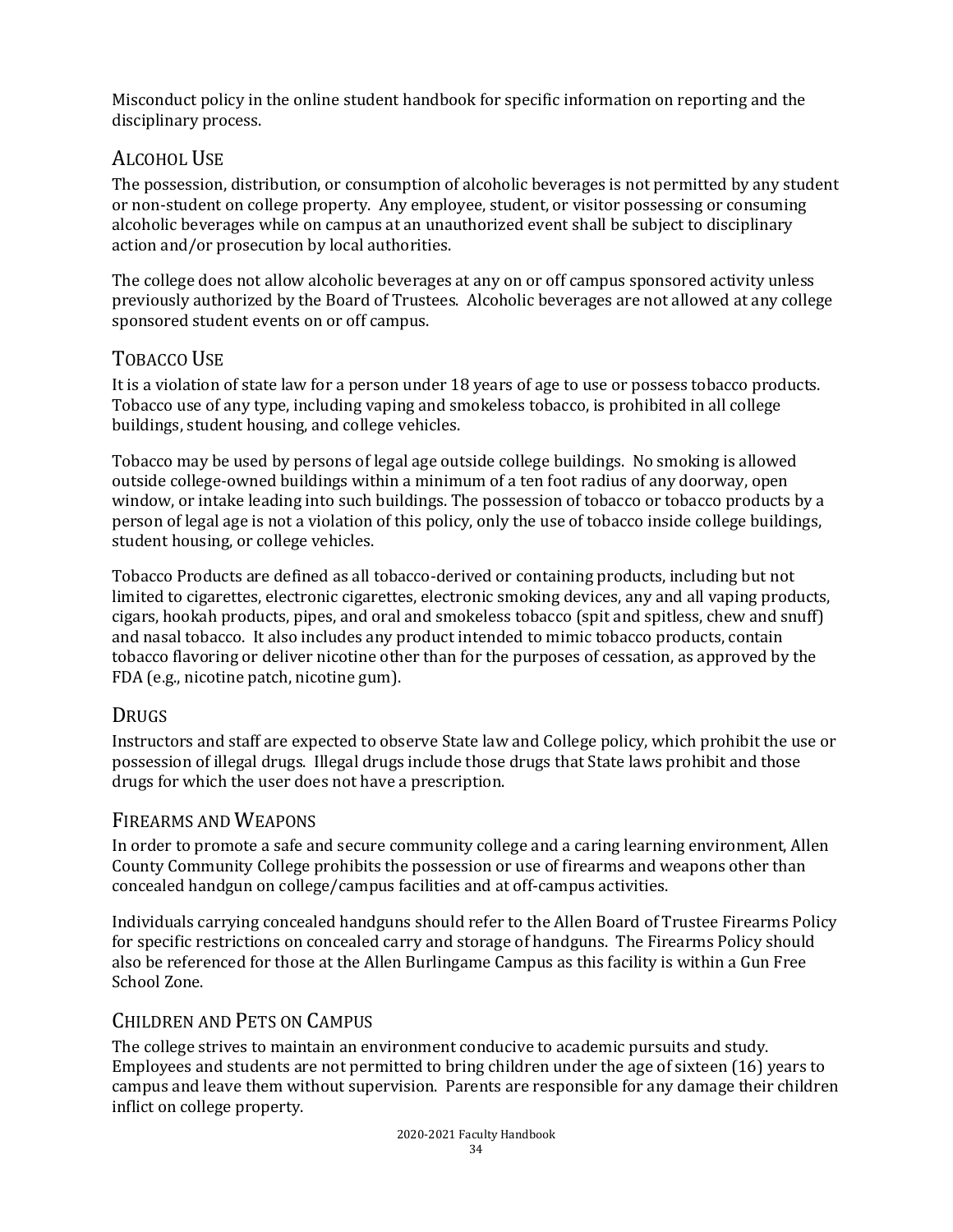Misconduct policy in the online student handbook for specific information on reporting and the disciplinary process.

## Alcohol Use

The possession, distribution, or consumption of alcoholic beverages is not permitted by any student or non-student on college property. Any employee, student, or visitor possessing or consuming alcoholic beverages while on campus at an unauthorized event shall be subject to disciplinary action and/or prosecution by local authorities.

The college does not allow alcoholic beverages at any on or off campus sponsored activity unless previously authorized by the Board of Trustees. Alcoholic beverages are not allowed at any college sponsored student events on or off campus.

## Tobacco Use

It is a violation of state law for a person under 18 years of age to use or possess tobacco products. Tobacco use of any type, including vaping and smokeless tobacco, is prohibited in all college buildings, student housing, and college vehicles.

Tobacco may be used by persons of legal age outside college buildings. No smoking is allowed outside college-owned buildings within a minimum of a ten foot radius of any doorway, open window, or intake leading into such buildings. The possession of tobacco or tobacco products by a person of legal age is not a violation of this policy, only the use of tobacco inside college buildings, student housing, or college vehicles.

Tobacco Products are defined as all tobacco-derived or containing products, including but not limited to cigarettes, electronic cigarettes, electronic smoking devices, any and all vaping products, cigars, hookah products, pipes, and oral and smokeless tobacco (spit and spitless, chew and snuff) and nasal tobacco. It also includes any product intended to mimic tobacco products, contain tobacco flavoring or deliver nicotine other than for the purposes of cessation, as approved by the FDA (e.g., nicotine patch, nicotine gum).

## Drugs

Instructors and staff are expected to observe State law and College policy, which prohibit the use or possession of illegal drugs. Illegal drugs include those drugs that State laws prohibit and those drugs for which the user does not have a prescription.

## Firearms and Weapons

In order to promote a safe and secure community college and a caring learning environment, Allen County Community College prohibits the possession or use of firearms and weapons other than concealed handgun on college/campus facilities and at off-campus activities.

Individuals carrying concealed handguns should refer to the Allen Board of Trustee Firearms Policy for specific restrictions on concealed carry and storage of handguns. The Firearms Policy should also be referenced for those at the Allen Burlingame Campus as this facility is within a Gun Free School Zone.

## Children and Pets on Campus

The college strives to maintain an environment conducive to academic pursuits and study. Employees and students are not permitted to bring children under the age of sixteen (16) years to campus and leave them without supervision. Parents are responsible for any damage their children inflict on college property.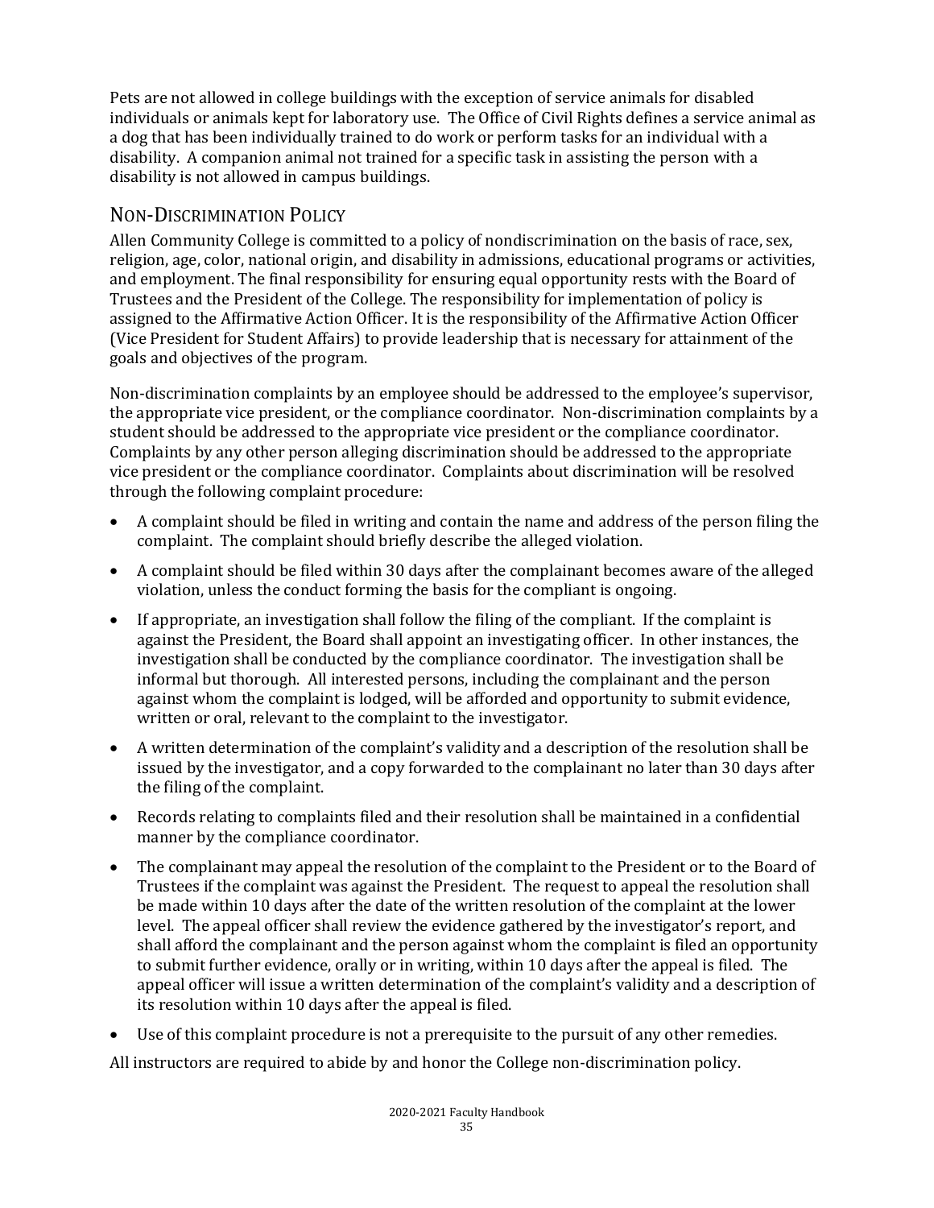Pets are not allowed in college buildings with the exception of service animals for disabled individuals or animals kept for laboratory use. The Office of Civil Rights defines a service animal as a dog that has been individually trained to do work or perform tasks for an individual with a disability. A companion animal not trained for a specific task in assisting the person with a disability is not allowed in campus buildings.

## Non-Discrimination Policy

Allen Community College is committed to a policy of nondiscrimination on the basis of race, sex, religion, age, color, national origin, and disability in admissions, educational programs or activities, and employment. The final responsibility for ensuring equal opportunity rests with the Board of Trustees and the President of the College. The responsibility for implementation of policy is assigned to the Affirmative Action Officer. It is the responsibility of the Affirmative Action Officer (Vice President for Student Affairs) to provide leadership that is necessary for attainment of the goals and objectives of the program.

Non-discrimination complaints by an employee should be addressed to the employee's supervisor, the appropriate vice president, or the compliance coordinator. Non-discrimination complaints by a student should be addressed to the appropriate vice president or the compliance coordinator. Complaints by any other person alleging discrimination should be addressed to the appropriate vice president or the compliance coordinator. Complaints about discrimination will be resolved through the following complaint procedure:

- A complaint should be filed in writing and contain the name and address of the person filing the complaint. The complaint should briefly describe the alleged violation.
- A complaint should be filed within 30 days after the complainant becomes aware of the alleged violation, unless the conduct forming the basis for the compliant is ongoing.
- If appropriate, an investigation shall follow the filing of the compliant. If the complaint is against the President, the Board shall appoint an investigating officer. In other instances, the investigation shall be conducted by the compliance coordinator. The investigation shall be informal but thorough. All interested persons, including the complainant and the person against whom the complaint is lodged, will be afforded and opportunity to submit evidence, written or oral, relevant to the complaint to the investigator.
- A written determination of the complaint's validity and a description of the resolution shall be issued by the investigator, and a copy forwarded to the complainant no later than 30 days after the filing of the complaint.
- Records relating to complaints filed and their resolution shall be maintained in a confidential manner by the compliance coordinator.
- The complainant may appeal the resolution of the complaint to the President or to the Board of Trustees if the complaint was against the President. The request to appeal the resolution shall be made within 10 days after the date of the written resolution of the complaint at the lower level. The appeal officer shall review the evidence gathered by the investigator's report, and shall afford the complainant and the person against whom the complaint is filed an opportunity to submit further evidence, orally or in writing, within 10 days after the appeal is filed. The appeal officer will issue a written determination of the complaint's validity and a description of its resolution within 10 days after the appeal is filed.
- Use of this complaint procedure is not a prerequisite to the pursuit of any other remedies.

All instructors are required to abide by and honor the College non-discrimination policy.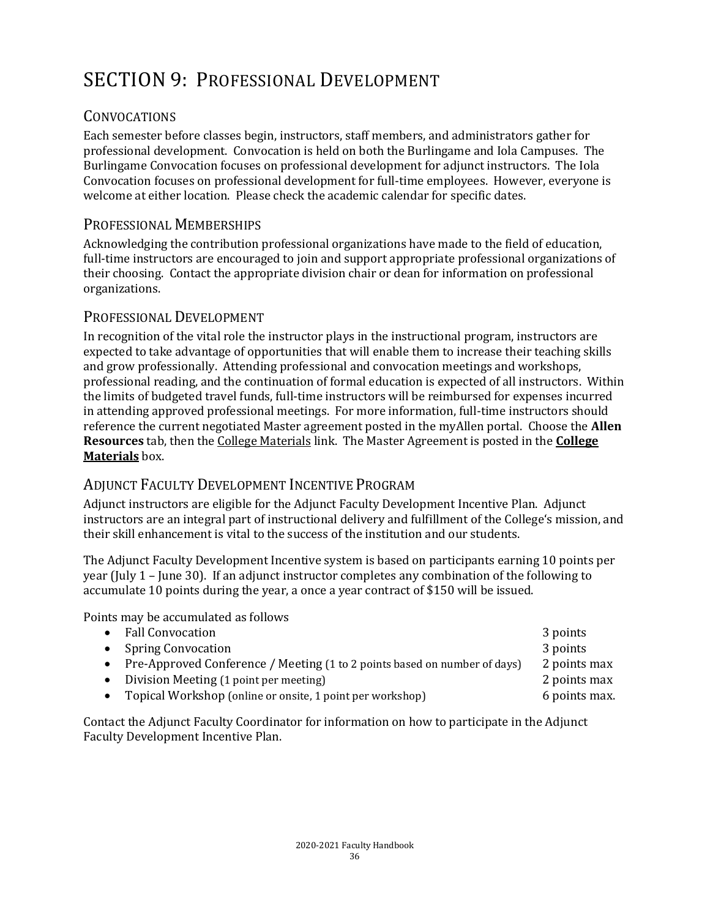# SECTION 9: PROFESSIONAL DEVELOPMENT

## CONVOCATIONS

Each semester before classes begin, instructors, staff members, and administrators gather for professional development. Convocation is held on both the Burlingame and Iola Campuses. The Burlingame Convocation focuses on professional development for adjunct instructors. The Iola Convocation focuses on professional development for full-time employees. However, everyone is welcome at either location. Please check the academic calendar for specific dates.

## PROFESSIONAL MEMBERSHIPS

Acknowledging the contribution professional organizations have made to the field of education, full-time instructors are encouraged to join and support appropriate professional organizations of their choosing. Contact the appropriate division chair or dean for information on professional organizations.

## PROFESSIONAL DEVELOPMENT

In recognition of the vital role the instructor plays in the instructional program, instructors are expected to take advantage of opportunities that will enable them to increase their teaching skills and grow professionally. Attending professional and convocation meetings and workshops, professional reading, and the continuation of formal education is expected of all instructors. Within the limits of budgeted travel funds, full-time instructors will be reimbursed for expenses incurred in attending approved professional meetings. For more information, full-time instructors should reference the current negotiated Master agreement posted in the myAllen portal. Choose the **Allen Resources** tab, then the College Materials link. The Master Agreement is posted in the **College Materials** box.

## ADJUNCT FACULTY DEVELOPMENT INCENTIVE PROGRAM

Adjunct instructors are eligible for the Adjunct Faculty Development Incentive Plan. Adjunct instructors are an integral part of instructional delivery and fulfillment of the College's mission, and their skill enhancement is vital to the success of the institution and our students.

The Adjunct Faculty Development Incentive system is based on participants earning 10 points per year (July 1 – June 30). If an adjunct instructor completes any combination of the following to accumulate 10 points during the year, a once a year contract of $150 will be issued.

Points may be accumulated as follows

- Fall Convocation — 3 points
- Spring Convocation — 3 points
- Pre-Approved Conference / Meeting (1 to 2 points based on number of days) — 2 points max
- Division Meeting (1 point per meeting) — 2 points max
- Topical Workshop (online or onsite, 1 point per workshop) — 6 points max.

Contact the Adjunct Faculty Coordinator for information on how to participate in the Adjunct Faculty Development Incentive Plan.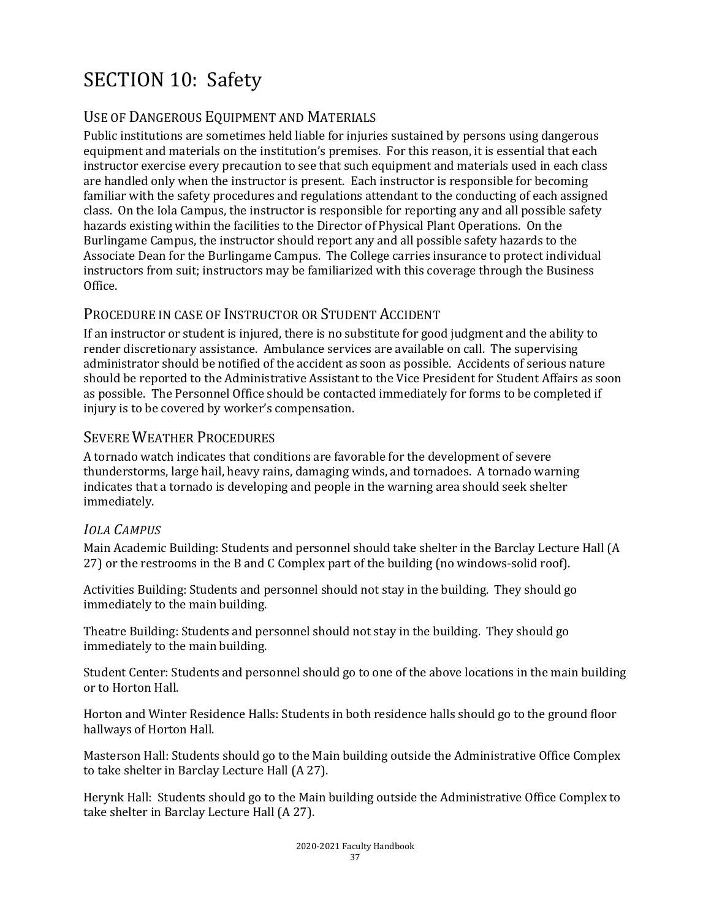# SECTION 10: Safety

## Use of Dangerous Equipment and Materials

Public institutions are sometimes held liable for injuries sustained by persons using dangerous equipment and materials on the institution's premises. For this reason, it is essential that each instructor exercise every precaution to see that such equipment and materials used in each class are handled only when the instructor is present. Each instructor is responsible for becoming familiar with the safety procedures and regulations attendant to the conducting of each assigned class. On the Iola Campus, the instructor is responsible for reporting any and all possible safety hazards existing within the facilities to the Director of Physical Plant Operations. On the Burlingame Campus, the instructor should report any and all possible safety hazards to the Associate Dean for the Burlingame Campus. The College carries insurance to protect individual instructors from suit; instructors may be familiarized with this coverage through the Business Office.

## Procedure in case of Instructor or Student Accident

If an instructor or student is injured, there is no substitute for good judgment and the ability to render discretionary assistance. Ambulance services are available on call. The supervising administrator should be notified of the accident as soon as possible. Accidents of serious nature should be reported to the Administrative Assistant to the Vice President for Student Affairs as soon as possible. The Personnel Office should be contacted immediately for forms to be completed if injury is to be covered by worker's compensation.

## Severe Weather Procedures

A tornado watch indicates that conditions are favorable for the development of severe thunderstorms, large hail, heavy rains, damaging winds, and tornadoes. A tornado warning indicates that a tornado is developing and people in the warning area should seek shelter immediately.

### *Iola Campus*

Main Academic Building: Students and personnel should take shelter in the Barclay Lecture Hall (A 27) or the restrooms in the B and C Complex part of the building (no windows-solid roof).

Activities Building: Students and personnel should not stay in the building. They should go immediately to the main building.

Theatre Building: Students and personnel should not stay in the building. They should go immediately to the main building.

Student Center: Students and personnel should go to one of the above locations in the main building or to Horton Hall.

Horton and Winter Residence Halls: Students in both residence halls should go to the ground floor hallways of Horton Hall.

Masterson Hall: Students should go to the Main building outside the Administrative Office Complex to take shelter in Barclay Lecture Hall (A 27).

Herynk Hall: Students should go to the Main building outside the Administrative Office Complex to take shelter in Barclay Lecture Hall (A 27).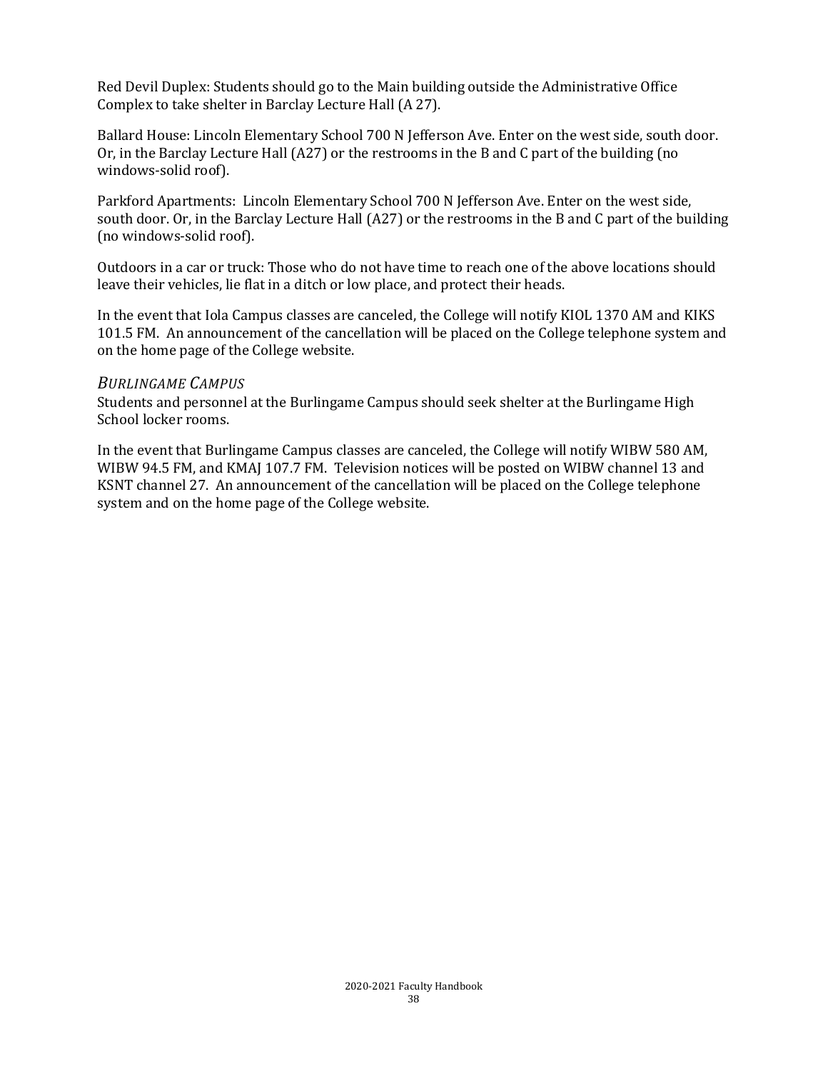Red Devil Duplex: Students should go to the Main building outside the Administrative Office Complex to take shelter in Barclay Lecture Hall (A 27).

Ballard House: Lincoln Elementary School 700 N Jefferson Ave. Enter on the west side, south door. Or, in the Barclay Lecture Hall (A27) or the restrooms in the B and C part of the building (no windows-solid roof).

Parkford Apartments: Lincoln Elementary School 700 N Jefferson Ave. Enter on the west side, south door. Or, in the Barclay Lecture Hall (A27) or the restrooms in the B and C part of the building (no windows-solid roof).

Outdoors in a car or truck: Those who do not have time to reach one of the above locations should leave their vehicles, lie flat in a ditch or low place, and protect their heads.

In the event that Iola Campus classes are canceled, the College will notify KIOL 1370 AM and KIKS 101.5 FM. An announcement of the cancellation will be placed on the College telephone system and on the home page of the College website.

*BURLINGAME CAMPUS*

Students and personnel at the Burlingame Campus should seek shelter at the Burlingame High School locker rooms.

In the event that Burlingame Campus classes are canceled, the College will notify WIBW 580 AM, WIBW 94.5 FM, and KMAJ 107.7 FM. Television notices will be posted on WIBW channel 13 and KSNT channel 27. An announcement of the cancellation will be placed on the College telephone system and on the home page of the College website.